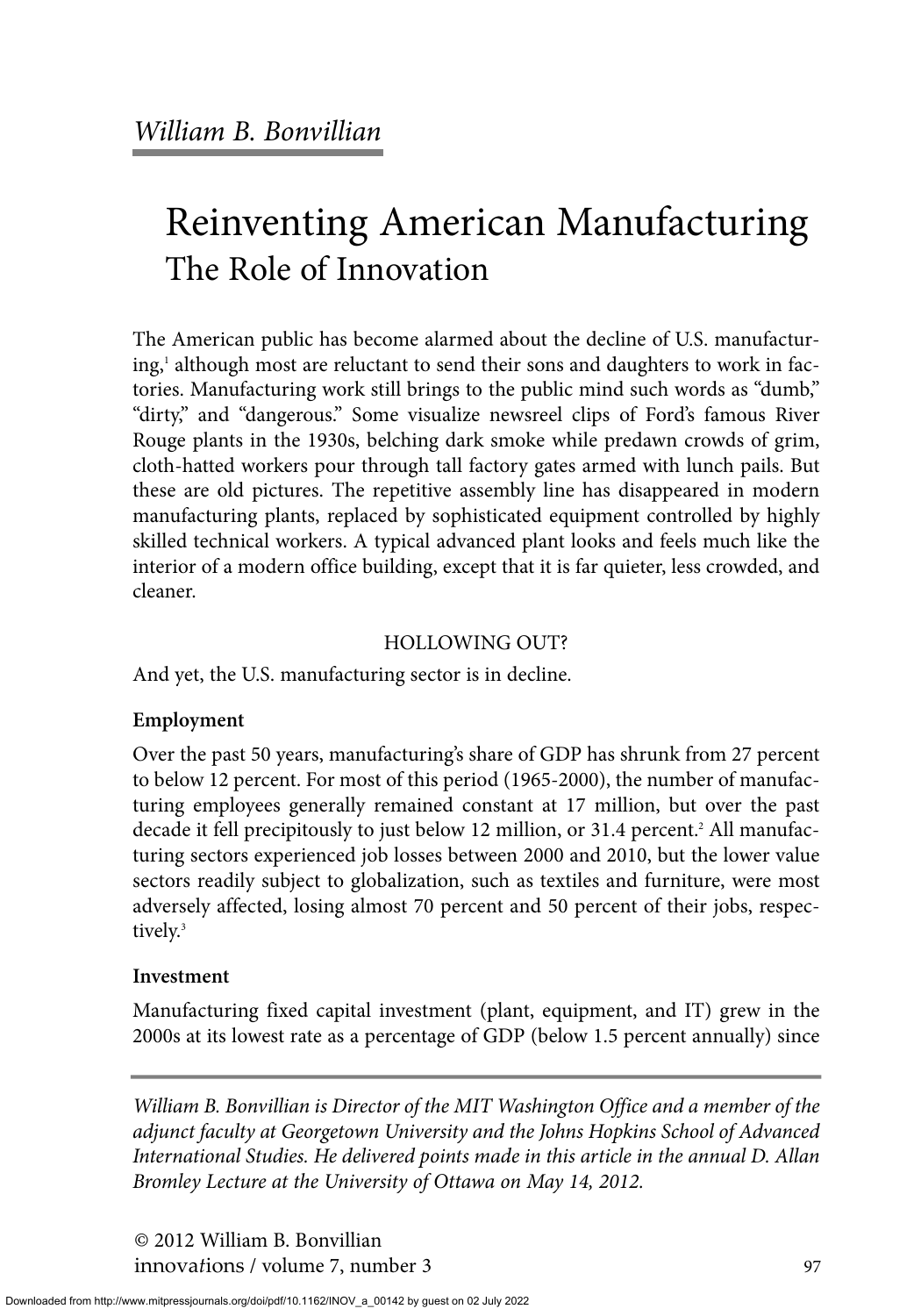*William B. Bonvillian*

# Reinventing American Manufacturing

## The Role of Innovation

The American public has become alarmed about the decline of U.S. manufacturing,[1] although most are reluctant to send their sons and daughters to work in factories. Manufacturing work still brings to the public mind such words as "dumb," "dirty," and "dangerous." Some visualize newsreel clips of Ford's famous River Rouge plants in the 1930s, belching dark smoke while predawn crowds of grim, cloth-hatted workers pour through tall factory gates armed with lunch pails. But these are old pictures. The repetitive assembly line has disappeared in modern manufacturing plants, replaced by sophisticated equipment controlled by highly skilled technical workers. A typical advanced plant looks and feels much like the interior of a modern office building, except that it is far quieter, less crowded, and cleaner.

### HOLLOWING OUT?

And yet, the U.S. manufacturing sector is in decline.

**Employment**

Over the past 50 years, manufacturing's share of GDP has shrunk from 27 percent to below 12 percent. For most of this period (1965-2000), the number of manufacturing employees generally remained constant at 17 million, but over the past decade it fell precipitously to just below 12 million, or 31.4 percent.[2] All manufacturing sectors experienced job losses between 2000 and 2010, but the lower value sectors readily subject to globalization, such as textiles and furniture, were most adversely affected, losing almost 70 percent and 50 percent of their jobs, respectively.[3]

**Investment**

Manufacturing fixed capital investment (plant, equipment, and IT) grew in the 2000s at its lowest rate as a percentage of GDP (below 1.5 percent annually) since

---

*William B. Bonvillian is Director of the MIT Washington Office and a member of the adjunct faculty at Georgetown University and the Johns Hopkins School of Advanced International Studies. He delivered points made in this article in the annual D. Allan Bromley Lecture at the University of Ottawa on May 14, 2012.*

© 2012 William B. Bonvillian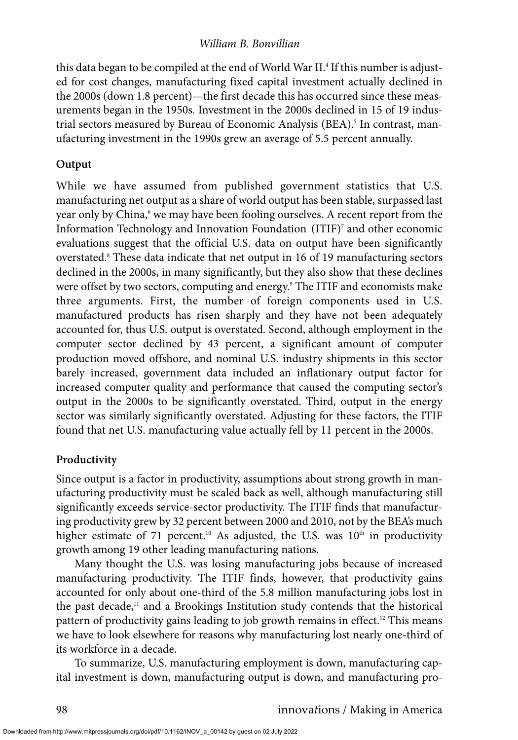this data began to be compiled at the end of World War II.[4] If this number is adjusted for cost changes, manufacturing fixed capital investment actually declined in the 2000s (down 1.8 percent)—the first decade this has occurred since these measurements began in the 1950s. Investment in the 2000s declined in 15 of 19 industrial sectors measured by Bureau of Economic Analysis (BEA).[5] In contrast, manufacturing investment in the 1990s grew an average of 5.5 percent annually.

**Output**

While we have assumed from published government statistics that U.S. manufacturing net output as a share of world output has been stable, surpassed last year only by China,[6] we may have been fooling ourselves. A recent report from the Information Technology and Innovation Foundation (ITIF)[7] and other economic evaluations suggest that the official U.S. data on output have been significantly overstated.[8] These data indicate that net output in 16 of 19 manufacturing sectors declined in the 2000s, in many significantly, but they also show that these declines were offset by two sectors, computing and energy.[9] The ITIF and economists make three arguments. First, the number of foreign components used in U.S. manufactured products has risen sharply and they have not been adequately accounted for, thus U.S. output is overstated. Second, although employment in the computer sector declined by 43 percent, a significant amount of computer production moved offshore, and nominal U.S. industry shipments in this sector barely increased, government data included an inflationary output factor for increased computer quality and performance that caused the computing sector's output in the 2000s to be significantly overstated. Third, output in the energy sector was similarly significantly overstated. Adjusting for these factors, the ITIF found that net U.S. manufacturing value actually fell by 11 percent in the 2000s.

**Productivity**

Since output is a factor in productivity, assumptions about strong growth in manufacturing productivity must be scaled back as well, although manufacturing still significantly exceeds service-sector productivity. The ITIF finds that manufacturing productivity grew by 32 percent between 2000 and 2010, not by the BEA's much higher estimate of 71 percent.[10] As adjusted, the U.S. was 10th in productivity growth among 19 other leading manufacturing nations.

Many thought the U.S. was losing manufacturing jobs because of increased manufacturing productivity. The ITIF finds, however, that productivity gains accounted for only about one-third of the 5.8 million manufacturing jobs lost in the past decade,[11] and a Brookings Institution study contends that the historical pattern of productivity gains leading to job growth remains in effect.[12] This means we have to look elsewhere for reasons why manufacturing lost nearly one-third of its workforce in a decade.

To summarize, U.S. manufacturing employment is down, manufacturing capital investment is down, manufacturing output is down, and manufacturing pro-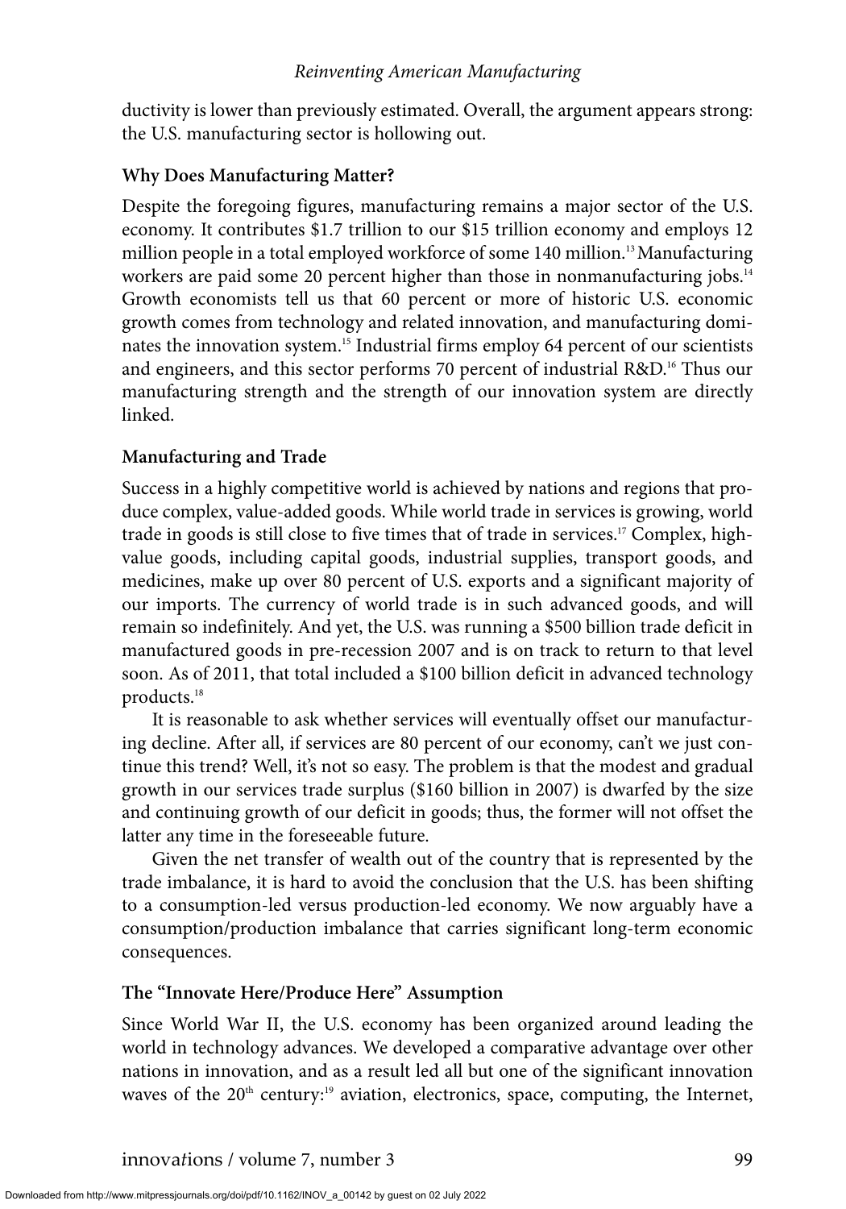ductivity is lower than previously estimated. Overall, the argument appears strong: the U.S. manufacturing sector is hollowing out.

### Why Does Manufacturing Matter?

Despite the foregoing figures, manufacturing remains a major sector of the U.S. economy. It contributes $1.7 trillion to our $15 trillion economy and employs 12 million people in a total employed workforce of some 140 million.[13] Manufacturing workers are paid some 20 percent higher than those in nonmanufacturing jobs.[14] Growth economists tell us that 60 percent or more of historic U.S. economic growth comes from technology and related innovation, and manufacturing dominates the innovation system.[15] Industrial firms employ 64 percent of our scientists and engineers, and this sector performs 70 percent of industrial R&D.[16] Thus our manufacturing strength and the strength of our innovation system are directly linked.

### Manufacturing and Trade

Success in a highly competitive world is achieved by nations and regions that produce complex, value-added goods. While world trade in services is growing, world trade in goods is still close to five times that of trade in services.[17] Complex, high-value goods, including capital goods, industrial supplies, transport goods, and medicines, make up over 80 percent of U.S. exports and a significant majority of our imports. The currency of world trade is in such advanced goods, and will remain so indefinitely. And yet, the U.S. was running a $500 billion trade deficit in manufactured goods in pre-recession 2007 and is on track to return to that level soon. As of 2011, that total included a $100 billion deficit in advanced technology products.[18]

It is reasonable to ask whether services will eventually offset our manufacturing decline. After all, if services are 80 percent of our economy, can't we just continue this trend? Well, it's not so easy. The problem is that the modest and gradual growth in our services trade surplus ($160 billion in 2007) is dwarfed by the size and continuing growth of our deficit in goods; thus, the former will not offset the latter any time in the foreseeable future.

Given the net transfer of wealth out of the country that is represented by the trade imbalance, it is hard to avoid the conclusion that the U.S. has been shifting to a consumption-led versus production-led economy. We now arguably have a consumption/production imbalance that carries significant long-term economic consequences.

### The "Innovate Here/Produce Here" Assumption

Since World War II, the U.S. economy has been organized around leading the world in technology advances. We developed a comparative advantage over other nations in innovation, and as a result led all but one of the significant innovation waves of the 20th century:[19] aviation, electronics, space, computing, the Internet,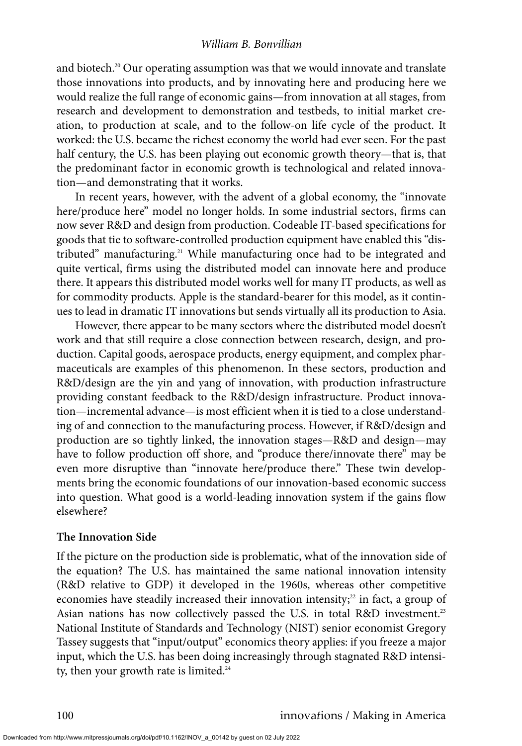and biotech.[20] Our operating assumption was that we would innovate and translate those innovations into products, and by innovating here and producing here we would realize the full range of economic gains—from innovation at all stages, from research and development to demonstration and testbeds, to initial market creation, to production at scale, and to the follow-on life cycle of the product. It worked: the U.S. became the richest economy the world had ever seen. For the past half century, the U.S. has been playing out economic growth theory—that is, that the predominant factor in economic growth is technological and related innovation—and demonstrating that it works.

In recent years, however, with the advent of a global economy, the "innovate here/produce here" model no longer holds. In some industrial sectors, firms can now sever R&D and design from production. Codeable IT-based specifications for goods that tie to software-controlled production equipment have enabled this "distributed" manufacturing.[21] While manufacturing once had to be integrated and quite vertical, firms using the distributed model can innovate here and produce there. It appears this distributed model works well for many IT products, as well as for commodity products. Apple is the standard-bearer for this model, as it continues to lead in dramatic IT innovations but sends virtually all its production to Asia.

However, there appear to be many sectors where the distributed model doesn't work and that still require a close connection between research, design, and production. Capital goods, aerospace products, energy equipment, and complex pharmaceuticals are examples of this phenomenon. In these sectors, production and R&D/design are the yin and yang of innovation, with production infrastructure providing constant feedback to the R&D/design infrastructure. Product innovation—incremental advance—is most efficient when it is tied to a close understanding of and connection to the manufacturing process. However, if R&D/design and production are so tightly linked, the innovation stages—R&D and design—may have to follow production off shore, and "produce there/innovate there" may be even more disruptive than "innovate here/produce there." These twin developments bring the economic foundations of our innovation-based economic success into question. What good is a world-leading innovation system if the gains flow elsewhere?

## The Innovation Side

If the picture on the production side is problematic, what of the innovation side of the equation? The U.S. has maintained the same national innovation intensity (R&D relative to GDP) it developed in the 1960s, whereas other competitive economies have steadily increased their innovation intensity;[22] in fact, a group of Asian nations has now collectively passed the U.S. in total R&D investment.[23] National Institute of Standards and Technology (NIST) senior economist Gregory Tassey suggests that "input/output" economics theory applies: if you freeze a major input, which the U.S. has been doing increasingly through stagnated R&D intensity, then your growth rate is limited.[24]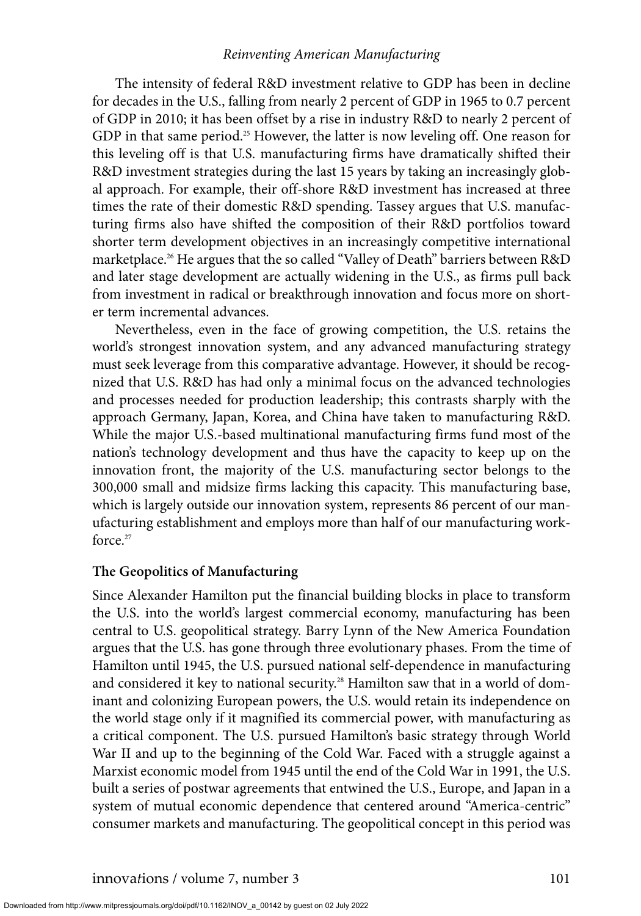The intensity of federal R&D investment relative to GDP has been in decline for decades in the U.S., falling from nearly 2 percent of GDP in 1965 to 0.7 percent of GDP in 2010; it has been offset by a rise in industry R&D to nearly 2 percent of GDP in that same period.[25] However, the latter is now leveling off. One reason for this leveling off is that U.S. manufacturing firms have dramatically shifted their R&D investment strategies during the last 15 years by taking an increasingly global approach. For example, their off-shore R&D investment has increased at three times the rate of their domestic R&D spending. Tassey argues that U.S. manufacturing firms also have shifted the composition of their R&D portfolios toward shorter term development objectives in an increasingly competitive international marketplace.[26] He argues that the so called "Valley of Death" barriers between R&D and later stage development are actually widening in the U.S., as firms pull back from investment in radical or breakthrough innovation and focus more on shorter term incremental advances.

Nevertheless, even in the face of growing competition, the U.S. retains the world's strongest innovation system, and any advanced manufacturing strategy must seek leverage from this comparative advantage. However, it should be recognized that U.S. R&D has had only a minimal focus on the advanced technologies and processes needed for production leadership; this contrasts sharply with the approach Germany, Japan, Korea, and China have taken to manufacturing R&D. While the major U.S.-based multinational manufacturing firms fund most of the nation's technology development and thus have the capacity to keep up on the innovation front, the majority of the U.S. manufacturing sector belongs to the 300,000 small and midsize firms lacking this capacity. This manufacturing base, which is largely outside our innovation system, represents 86 percent of our manufacturing establishment and employs more than half of our manufacturing workforce.[27]

**The Geopolitics of Manufacturing**

Since Alexander Hamilton put the financial building blocks in place to transform the U.S. into the world's largest commercial economy, manufacturing has been central to U.S. geopolitical strategy. Barry Lynn of the New America Foundation argues that the U.S. has gone through three evolutionary phases. From the time of Hamilton until 1945, the U.S. pursued national self-dependence in manufacturing and considered it key to national security.[28] Hamilton saw that in a world of dominant and colonizing European powers, the U.S. would retain its independence on the world stage only if it magnified its commercial power, with manufacturing as a critical component. The U.S. pursued Hamilton's basic strategy through World War II and up to the beginning of the Cold War. Faced with a struggle against a Marxist economic model from 1945 until the end of the Cold War in 1991, the U.S. built a series of postwar agreements that entwined the U.S., Europe, and Japan in a system of mutual economic dependence that centered around "America-centric" consumer markets and manufacturing. The geopolitical concept in this period was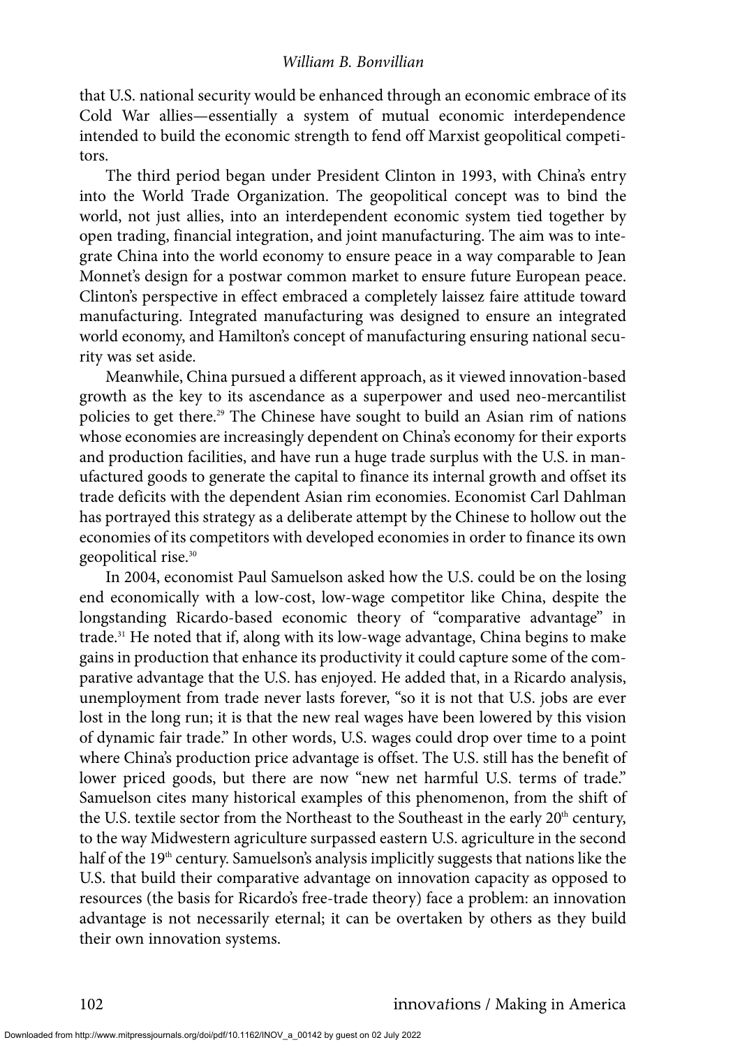that U.S. national security would be enhanced through an economic embrace of its Cold War allies—essentially a system of mutual economic interdependence intended to build the economic strength to fend off Marxist geopolitical competitors.

The third period began under President Clinton in 1993, with China's entry into the World Trade Organization. The geopolitical concept was to bind the world, not just allies, into an interdependent economic system tied together by open trading, financial integration, and joint manufacturing. The aim was to integrate China into the world economy to ensure peace in a way comparable to Jean Monnet's design for a postwar common market to ensure future European peace. Clinton's perspective in effect embraced a completely laissez faire attitude toward manufacturing. Integrated manufacturing was designed to ensure an integrated world economy, and Hamilton's concept of manufacturing ensuring national security was set aside.

Meanwhile, China pursued a different approach, as it viewed innovation-based growth as the key to its ascendance as a superpower and used neo-mercantilist policies to get there.[29] The Chinese have sought to build an Asian rim of nations whose economies are increasingly dependent on China's economy for their exports and production facilities, and have run a huge trade surplus with the U.S. in manufactured goods to generate the capital to finance its internal growth and offset its trade deficits with the dependent Asian rim economies. Economist Carl Dahlman has portrayed this strategy as a deliberate attempt by the Chinese to hollow out the economies of its competitors with developed economies in order to finance its own geopolitical rise.[30]

In 2004, economist Paul Samuelson asked how the U.S. could be on the losing end economically with a low-cost, low-wage competitor like China, despite the longstanding Ricardo-based economic theory of "comparative advantage" in trade.[31] He noted that if, along with its low-wage advantage, China begins to make gains in production that enhance its productivity it could capture some of the comparative advantage that the U.S. has enjoyed. He added that, in a Ricardo analysis, unemployment from trade never lasts forever, "so it is not that U.S. jobs are ever lost in the long run; it is that the new real wages have been lowered by this vision of dynamic fair trade." In other words, U.S. wages could drop over time to a point where China's production price advantage is offset. The U.S. still has the benefit of lower priced goods, but there are now "new net harmful U.S. terms of trade." Samuelson cites many historical examples of this phenomenon, from the shift of the U.S. textile sector from the Northeast to the Southeast in the early 20th century, to the way Midwestern agriculture surpassed eastern U.S. agriculture in the second half of the 19th century. Samuelson's analysis implicitly suggests that nations like the U.S. that build their comparative advantage on innovation capacity as opposed to resources (the basis for Ricardo's free-trade theory) face a problem: an innovation advantage is not necessarily eternal; it can be overtaken by others as they build their own innovation systems.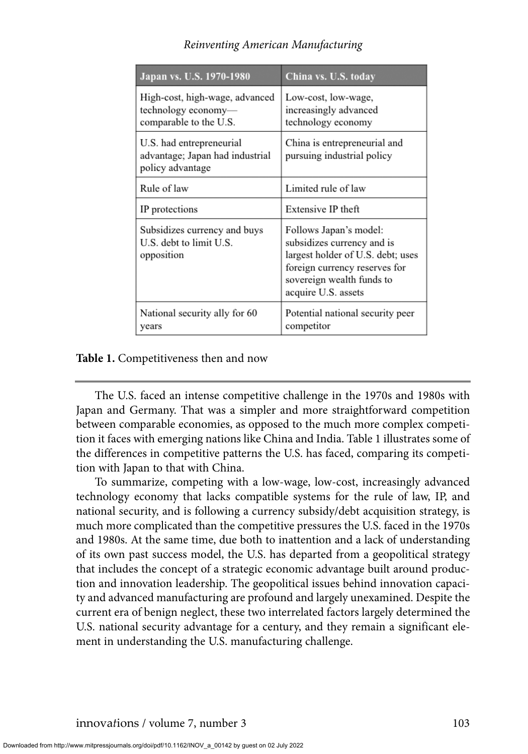| Japan vs. U.S. 1970-1980 | China vs. U.S. today |
|---|---|
| High-cost, high-wage, advanced technology economy—comparable to the U.S. | Low-cost, low-wage, increasingly advanced technology economy |
| U.S. had entrepreneurial advantage; Japan had industrial policy advantage | China is entrepreneurial and pursuing industrial policy |
| Rule of law | Limited rule of law |
| IP protections | Extensive IP theft |
| Subsidizes currency and buys U.S. debt to limit U.S. opposition | Follows Japan's model: subsidizes currency and is largest holder of U.S. debt; uses foreign currency reserves for sovereign wealth funds to acquire U.S. assets |
| National security ally for 60 years | Potential national security peer competitor |

**Table 1.** Competitiveness then and now

The U.S. faced an intense competitive challenge in the 1970s and 1980s with Japan and Germany. That was a simpler and more straightforward competition between comparable economies, as opposed to the much more complex competition it faces with emerging nations like China and India. Table 1 illustrates some of the differences in competitive patterns the U.S. has faced, comparing its competition with Japan to that with China.

To summarize, competing with a low-wage, low-cost, increasingly advanced technology economy that lacks compatible systems for the rule of law, IP, and national security, and is following a currency subsidy/debt acquisition strategy, is much more complicated than the competitive pressures the U.S. faced in the 1970s and 1980s. At the same time, due both to inattention and a lack of understanding of its own past success model, the U.S. has departed from a geopolitical strategy that includes the concept of a strategic economic advantage built around production and innovation leadership. The geopolitical issues behind innovation capacity and advanced manufacturing are profound and largely unexamined. Despite the current era of benign neglect, these two interrelated factors largely determined the U.S. national security advantage for a century, and they remain a significant element in understanding the U.S. manufacturing challenge.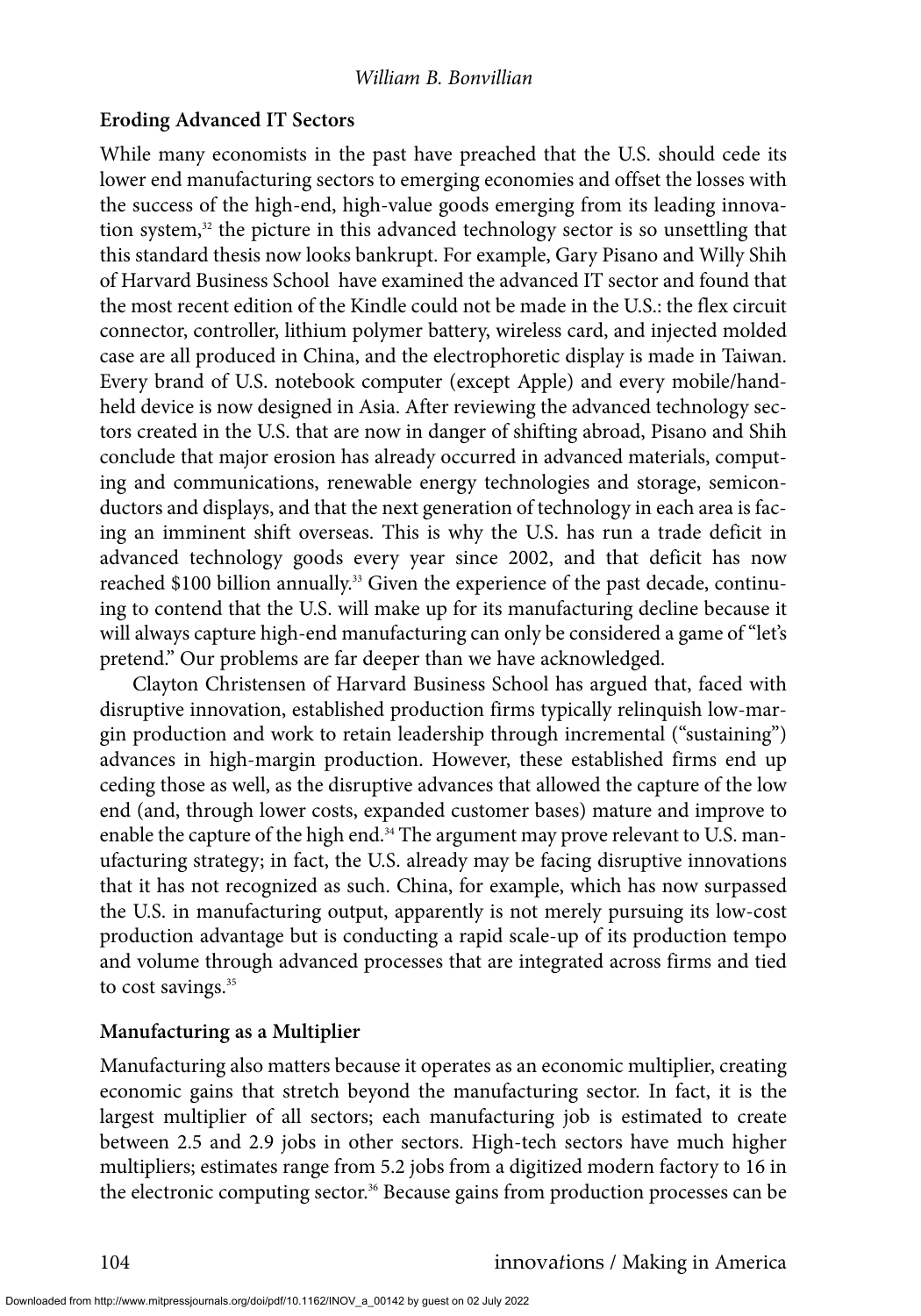## Eroding Advanced IT Sectors

While many economists in the past have preached that the U.S. should cede its lower end manufacturing sectors to emerging economies and offset the losses with the success of the high-end, high-value goods emerging from its leading innovation system,[32] the picture in this advanced technology sector is so unsettling that this standard thesis now looks bankrupt. For example, Gary Pisano and Willy Shih of Harvard Business School have examined the advanced IT sector and found that the most recent edition of the Kindle could not be made in the U.S.: the flex circuit connector, controller, lithium polymer battery, wireless card, and injected molded case are all produced in China, and the electrophoretic display is made in Taiwan. Every brand of U.S. notebook computer (except Apple) and every mobile/handheld device is now designed in Asia. After reviewing the advanced technology sectors created in the U.S. that are now in danger of shifting abroad, Pisano and Shih conclude that major erosion has already occurred in advanced materials, computing and communications, renewable energy technologies and storage, semiconductors and displays, and that the next generation of technology in each area is facing an imminent shift overseas. This is why the U.S. has run a trade deficit in advanced technology goods every year since 2002, and that deficit has now reached $100 billion annually.[33] Given the experience of the past decade, continuing to contend that the U.S. will make up for its manufacturing decline because it will always capture high-end manufacturing can only be considered a game of "let's pretend." Our problems are far deeper than we have acknowledged.

Clayton Christensen of Harvard Business School has argued that, faced with disruptive innovation, established production firms typically relinquish low-margin production and work to retain leadership through incremental ("sustaining") advances in high-margin production. However, these established firms end up ceding those as well, as the disruptive advances that allowed the capture of the low end (and, through lower costs, expanded customer bases) mature and improve to enable the capture of the high end.[34] The argument may prove relevant to U.S. manufacturing strategy; in fact, the U.S. already may be facing disruptive innovations that it has not recognized as such. China, for example, which has now surpassed the U.S. in manufacturing output, apparently is not merely pursuing its low-cost production advantage but is conducting a rapid scale-up of its production tempo and volume through advanced processes that are integrated across firms and tied to cost savings.[35]

## Manufacturing as a Multiplier

Manufacturing also matters because it operates as an economic multiplier, creating economic gains that stretch beyond the manufacturing sector. In fact, it is the largest multiplier of all sectors; each manufacturing job is estimated to create between 2.5 and 2.9 jobs in other sectors. High-tech sectors have much higher multipliers; estimates range from 5.2 jobs from a digitized modern factory to 16 in the electronic computing sector.[36] Because gains from production processes can be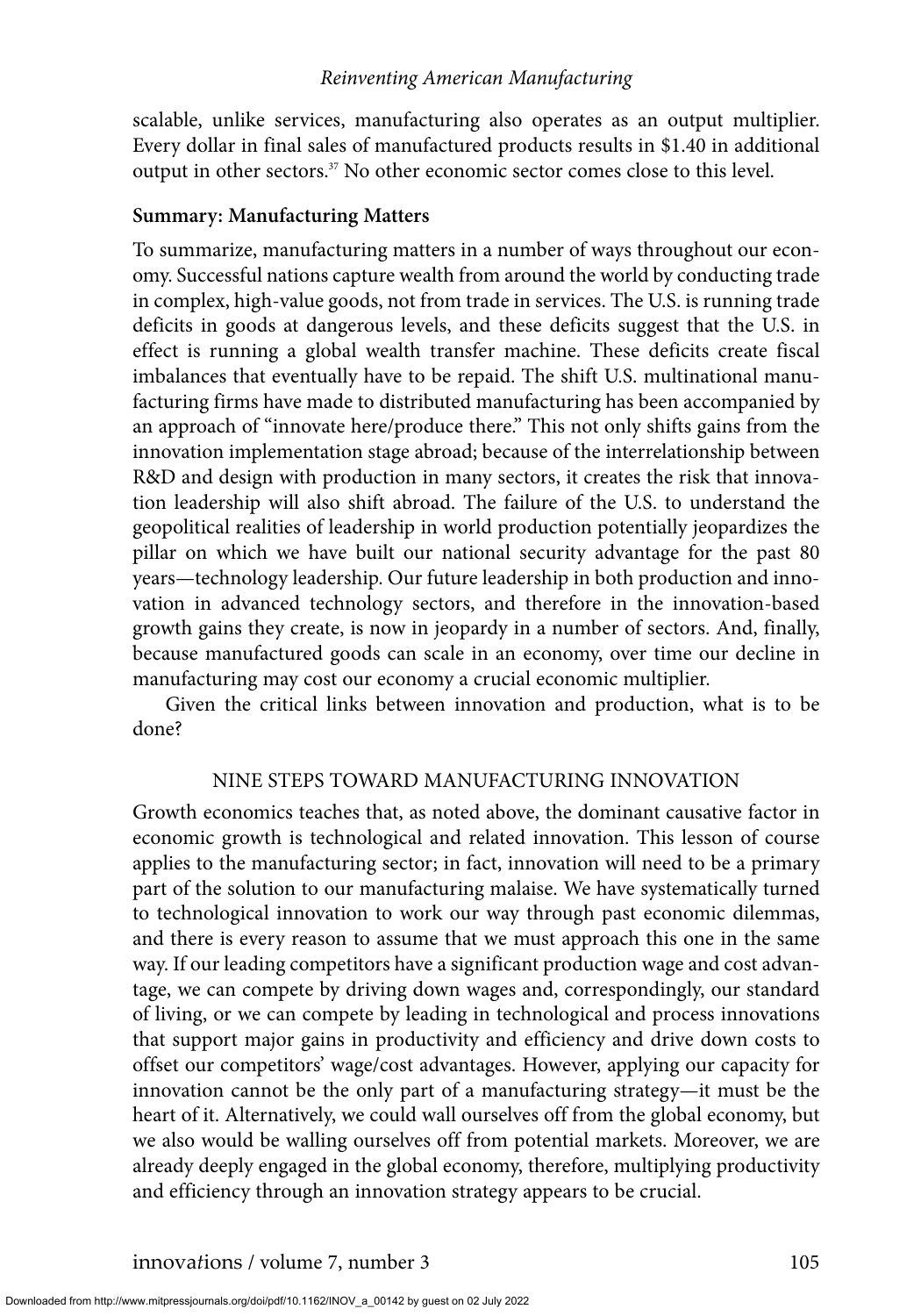scalable, unlike services, manufacturing also operates as an output multiplier. Every dollar in final sales of manufactured products results in $1.40 in additional output in other sectors.[37] No other economic sector comes close to this level.

**Summary: Manufacturing Matters**

To summarize, manufacturing matters in a number of ways throughout our economy. Successful nations capture wealth from around the world by conducting trade in complex, high-value goods, not from trade in services. The U.S. is running trade deficits in goods at dangerous levels, and these deficits suggest that the U.S. in effect is running a global wealth transfer machine. These deficits create fiscal imbalances that eventually have to be repaid. The shift U.S. multinational manufacturing firms have made to distributed manufacturing has been accompanied by an approach of "innovate here/produce there." This not only shifts gains from the innovation implementation stage abroad; because of the interrelationship between R&D and design with production in many sectors, it creates the risk that innovation leadership will also shift abroad. The failure of the U.S. to understand the geopolitical realities of leadership in world production potentially jeopardizes the pillar on which we have built our national security advantage for the past 80 years—technology leadership. Our future leadership in both production and innovation in advanced technology sectors, and therefore in the innovation-based growth gains they create, is now in jeopardy in a number of sectors. And, finally, because manufactured goods can scale in an economy, over time our decline in manufacturing may cost our economy a crucial economic multiplier.

Given the critical links between innovation and production, what is to be done?

## NINE STEPS TOWARD MANUFACTURING INNOVATION

Growth economics teaches that, as noted above, the dominant causative factor in economic growth is technological and related innovation. This lesson of course applies to the manufacturing sector; in fact, innovation will need to be a primary part of the solution to our manufacturing malaise. We have systematically turned to technological innovation to work our way through past economic dilemmas, and there is every reason to assume that we must approach this one in the same way. If our leading competitors have a significant production wage and cost advantage, we can compete by driving down wages and, correspondingly, our standard of living, or we can compete by leading in technological and process innovations that support major gains in productivity and efficiency and drive down costs to offset our competitors' wage/cost advantages. However, applying our capacity for innovation cannot be the only part of a manufacturing strategy—it must be the heart of it. Alternatively, we could wall ourselves off from the global economy, but we also would be walling ourselves off from potential markets. Moreover, we are already deeply engaged in the global economy, therefore, multiplying productivity and efficiency through an innovation strategy appears to be crucial.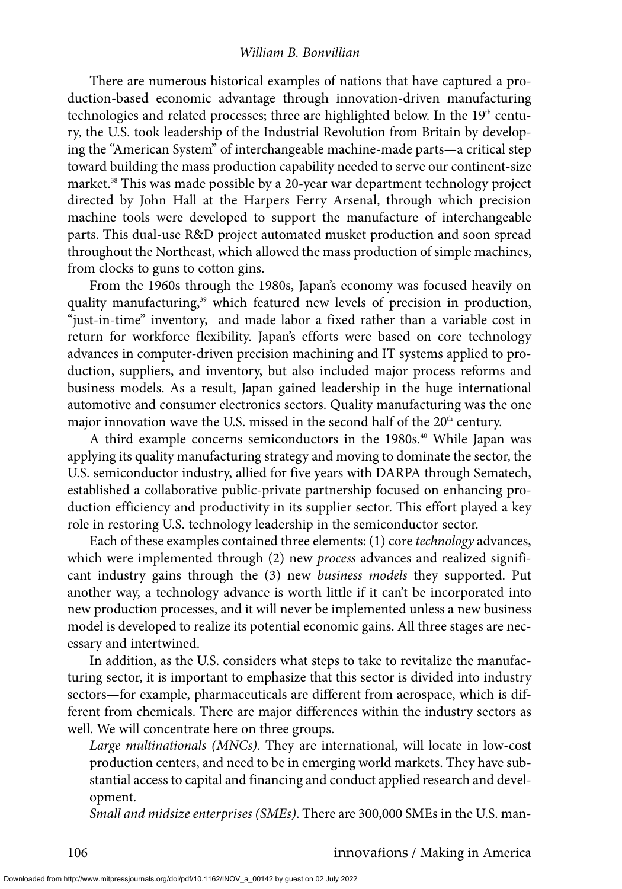There are numerous historical examples of nations that have captured a production-based economic advantage through innovation-driven manufacturing technologies and related processes; three are highlighted below. In the 19th century, the U.S. took leadership of the Industrial Revolution from Britain by developing the "American System" of interchangeable machine-made parts—a critical step toward building the mass production capability needed to serve our continent-size market.[38] This was made possible by a 20-year war department technology project directed by John Hall at the Harpers Ferry Arsenal, through which precision machine tools were developed to support the manufacture of interchangeable parts. This dual-use R&D project automated musket production and soon spread throughout the Northeast, which allowed the mass production of simple machines, from clocks to guns to cotton gins.

From the 1960s through the 1980s, Japan's economy was focused heavily on quality manufacturing,[39] which featured new levels of precision in production, "just-in-time" inventory, and made labor a fixed rather than a variable cost in return for workforce flexibility. Japan's efforts were based on core technology advances in computer-driven precision machining and IT systems applied to production, suppliers, and inventory, but also included major process reforms and business models. As a result, Japan gained leadership in the huge international automotive and consumer electronics sectors. Quality manufacturing was the one major innovation wave the U.S. missed in the second half of the 20th century.

A third example concerns semiconductors in the 1980s.[40] While Japan was applying its quality manufacturing strategy and moving to dominate the sector, the U.S. semiconductor industry, allied for five years with DARPA through Sematech, established a collaborative public-private partnership focused on enhancing production efficiency and productivity in its supplier sector. This effort played a key role in restoring U.S. technology leadership in the semiconductor sector.

Each of these examples contained three elements: (1) core *technology* advances, which were implemented through (2) new *process* advances and realized significant industry gains through the (3) new *business models* they supported. Put another way, a technology advance is worth little if it can't be incorporated into new production processes, and it will never be implemented unless a new business model is developed to realize its potential economic gains. All three stages are necessary and intertwined.

In addition, as the U.S. considers what steps to take to revitalize the manufacturing sector, it is important to emphasize that this sector is divided into industry sectors—for example, pharmaceuticals are different from aerospace, which is different from chemicals. There are major differences within the industry sectors as well. We will concentrate here on three groups.

*Large multinationals (MNCs)*. They are international, will locate in low-cost production centers, and need to be in emerging world markets. They have substantial access to capital and financing and conduct applied research and development.

*Small and midsize enterprises (SMEs)*. There are 300,000 SMEs in the U.S. man-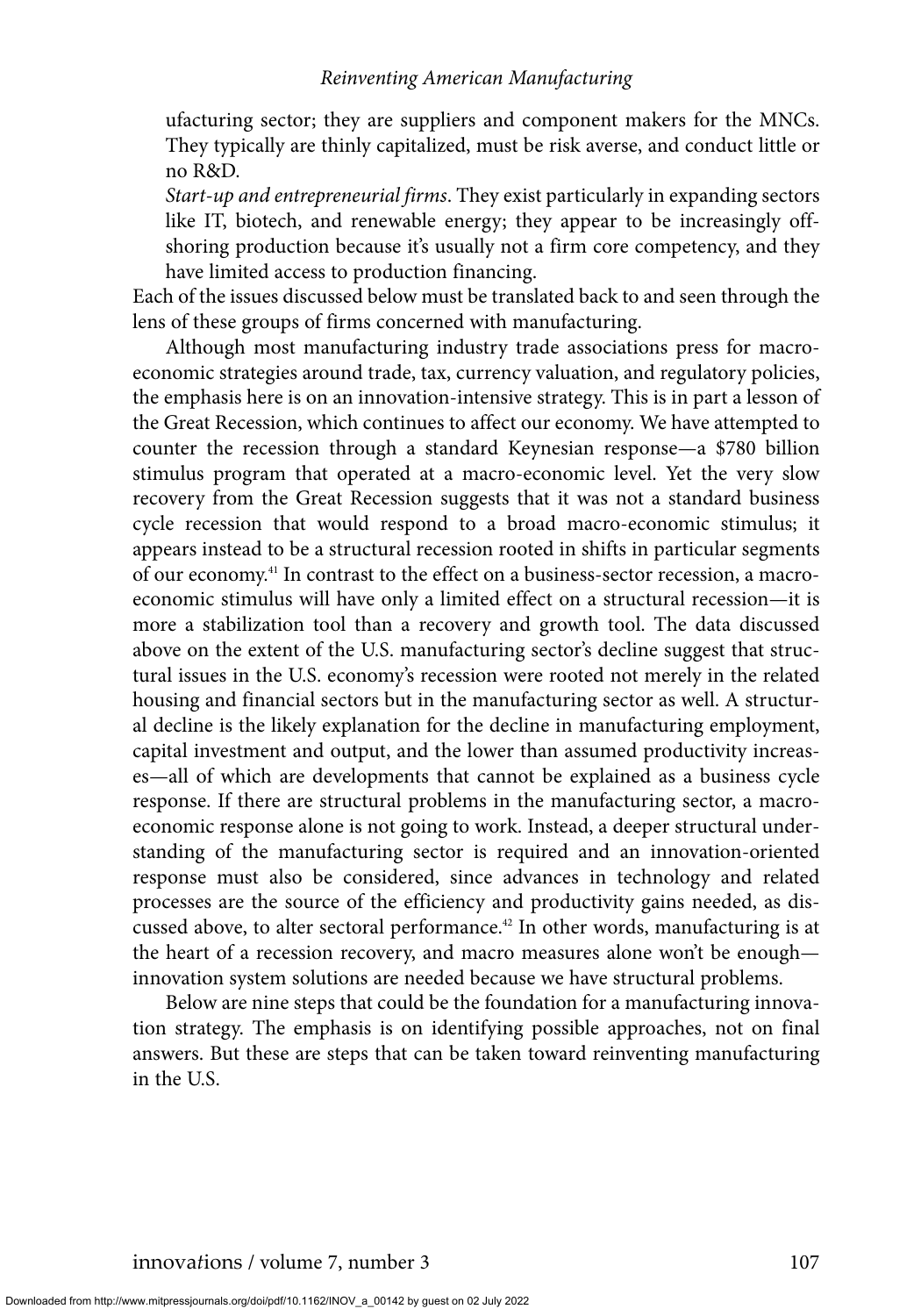ufacturing sector; they are suppliers and component makers for the MNCs. They typically are thinly capitalized, must be risk averse, and conduct little or no R&D.

*Start-up and entrepreneurial firms*. They exist particularly in expanding sectors like IT, biotech, and renewable energy; they appear to be increasingly offshoring production because it's usually not a firm core competency, and they have limited access to production financing.

Each of the issues discussed below must be translated back to and seen through the lens of these groups of firms concerned with manufacturing.

Although most manufacturing industry trade associations press for macroeconomic strategies around trade, tax, currency valuation, and regulatory policies, the emphasis here is on an innovation-intensive strategy. This is in part a lesson of the Great Recession, which continues to affect our economy. We have attempted to counter the recession through a standard Keynesian response—a $780 billion stimulus program that operated at a macro-economic level. Yet the very slow recovery from the Great Recession suggests that it was not a standard business cycle recession that would respond to a broad macro-economic stimulus; it appears instead to be a structural recession rooted in shifts in particular segments of our economy.[41] In contrast to the effect on a business-sector recession, a macroeconomic stimulus will have only a limited effect on a structural recession—it is more a stabilization tool than a recovery and growth tool. The data discussed above on the extent of the U.S. manufacturing sector's decline suggest that structural issues in the U.S. economy's recession were rooted not merely in the related housing and financial sectors but in the manufacturing sector as well. A structural decline is the likely explanation for the decline in manufacturing employment, capital investment and output, and the lower than assumed productivity increases—all of which are developments that cannot be explained as a business cycle response. If there are structural problems in the manufacturing sector, a macroeconomic response alone is not going to work. Instead, a deeper structural understanding of the manufacturing sector is required and an innovation-oriented response must also be considered, since advances in technology and related processes are the source of the efficiency and productivity gains needed, as discussed above, to alter sectoral performance.[42] In other words, manufacturing is at the heart of a recession recovery, and macro measures alone won't be enough—innovation system solutions are needed because we have structural problems.

Below are nine steps that could be the foundation for a manufacturing innovation strategy. The emphasis is on identifying possible approaches, not on final answers. But these are steps that can be taken toward reinventing manufacturing in the U.S.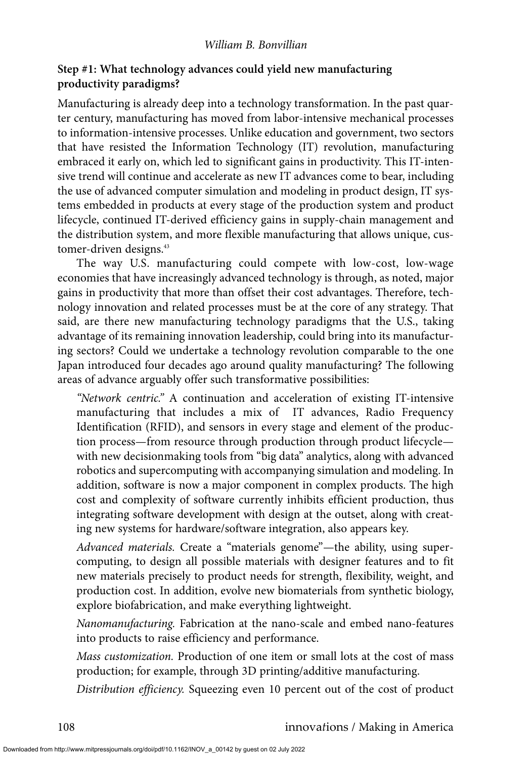**Step #1: What technology advances could yield new manufacturing productivity paradigms?**

Manufacturing is already deep into a technology transformation. In the past quarter century, manufacturing has moved from labor-intensive mechanical processes to information-intensive processes. Unlike education and government, two sectors that have resisted the Information Technology (IT) revolution, manufacturing embraced it early on, which led to significant gains in productivity. This IT-intensive trend will continue and accelerate as new IT advances come to bear, including the use of advanced computer simulation and modeling in product design, IT systems embedded in products at every stage of the production system and product lifecycle, continued IT-derived efficiency gains in supply-chain management and the distribution system, and more flexible manufacturing that allows unique, customer-driven designs.[43]

The way U.S. manufacturing could compete with low-cost, low-wage economies that have increasingly advanced technology is through, as noted, major gains in productivity that more than offset their cost advantages. Therefore, technology innovation and related processes must be at the core of any strategy. That said, are there new manufacturing technology paradigms that the U.S., taking advantage of its remaining innovation leadership, could bring into its manufacturing sectors? Could we undertake a technology revolution comparable to the one Japan introduced four decades ago around quality manufacturing? The following areas of advance arguably offer such transformative possibilities:

*"Network centric."* A continuation and acceleration of existing IT-intensive manufacturing that includes a mix of IT advances, Radio Frequency Identification (RFID), and sensors in every stage and element of the production process—from resource through production through product lifecycle—with new decisionmaking tools from "big data" analytics, along with advanced robotics and supercomputing with accompanying simulation and modeling. In addition, software is now a major component in complex products. The high cost and complexity of software currently inhibits efficient production, thus integrating software development with design at the outset, along with creating new systems for hardware/software integration, also appears key.

*Advanced materials.* Create a "materials genome"—the ability, using supercomputing, to design all possible materials with designer features and to fit new materials precisely to product needs for strength, flexibility, weight, and production cost. In addition, evolve new biomaterials from synthetic biology, explore biofabrication, and make everything lightweight.

*Nanomanufacturing.* Fabrication at the nano-scale and embed nano-features into products to raise efficiency and performance.

*Mass customization.* Production of one item or small lots at the cost of mass production; for example, through 3D printing/additive manufacturing.

*Distribution efficiency.* Squeezing even 10 percent out of the cost of product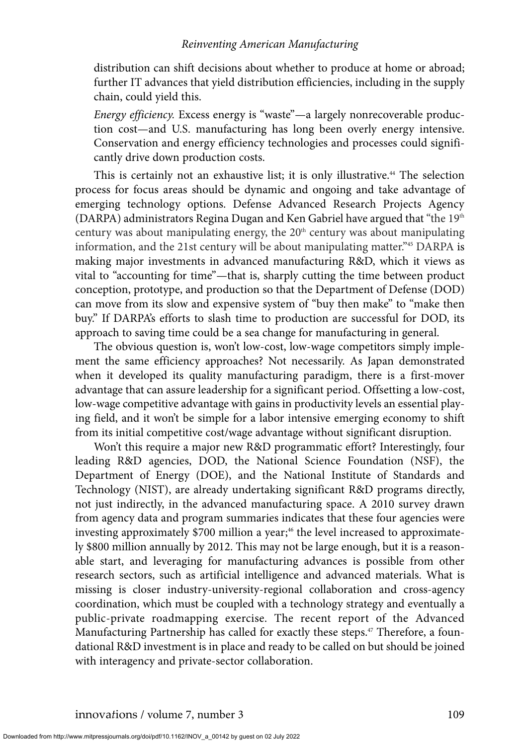distribution can shift decisions about whether to produce at home or abroad; further IT advances that yield distribution efficiencies, including in the supply chain, could yield this.

*Energy efficiency.* Excess energy is "waste"—a largely nonrecoverable production cost—and U.S. manufacturing has long been overly energy intensive. Conservation and energy efficiency technologies and processes could significantly drive down production costs.

This is certainly not an exhaustive list; it is only illustrative.[44] The selection process for focus areas should be dynamic and ongoing and take advantage of emerging technology options. Defense Advanced Research Projects Agency (DARPA) administrators Regina Dugan and Ken Gabriel have argued that "the 19th century was about manipulating energy, the 20th century was about manipulating information, and the 21st century will be about manipulating matter."[45] DARPA is making major investments in advanced manufacturing R&D, which it views as vital to "accounting for time"—that is, sharply cutting the time between product conception, prototype, and production so that the Department of Defense (DOD) can move from its slow and expensive system of "buy then make" to "make then buy." If DARPA's efforts to slash time to production are successful for DOD, its approach to saving time could be a sea change for manufacturing in general.

The obvious question is, won't low-cost, low-wage competitors simply implement the same efficiency approaches? Not necessarily. As Japan demonstrated when it developed its quality manufacturing paradigm, there is a first-mover advantage that can assure leadership for a significant period. Offsetting a low-cost, low-wage competitive advantage with gains in productivity levels an essential playing field, and it won't be simple for a labor intensive emerging economy to shift from its initial competitive cost/wage advantage without significant disruption.

Won't this require a major new R&D programmatic effort? Interestingly, four leading R&D agencies, DOD, the National Science Foundation (NSF), the Department of Energy (DOE), and the National Institute of Standards and Technology (NIST), are already undertaking significant R&D programs directly, not just indirectly, in the advanced manufacturing space. A 2010 survey drawn from agency data and program summaries indicates that these four agencies were investing approximately $700 million a year;[46] the level increased to approximately $800 million annually by 2012. This may not be large enough, but it is a reasonable start, and leveraging for manufacturing advances is possible from other research sectors, such as artificial intelligence and advanced materials. What is missing is closer industry-university-regional collaboration and cross-agency coordination, which must be coupled with a technology strategy and eventually a public-private roadmapping exercise. The recent report of the Advanced Manufacturing Partnership has called for exactly these steps.[47] Therefore, a foundational R&D investment is in place and ready to be called on but should be joined with interagency and private-sector collaboration.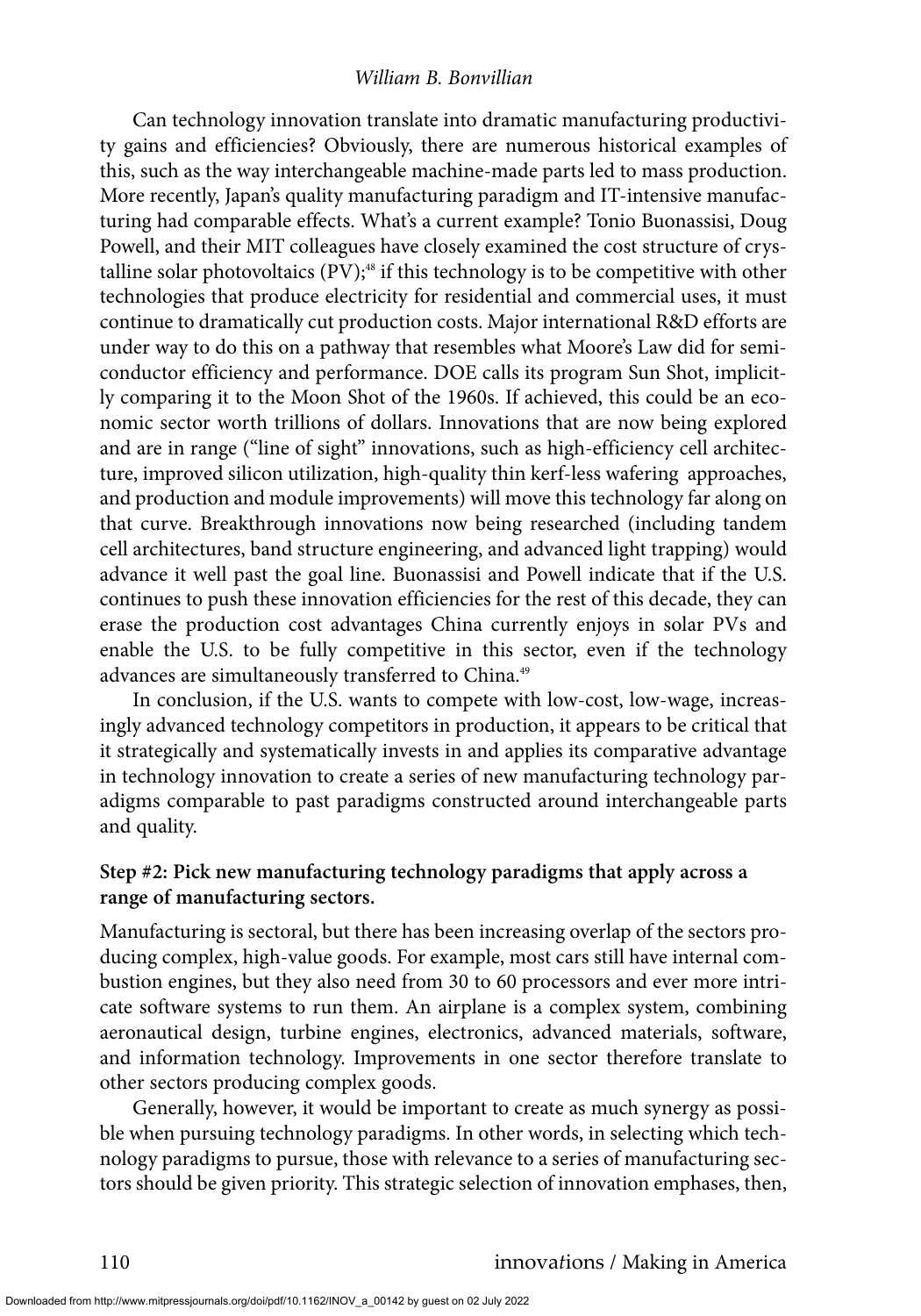Can technology innovation translate into dramatic manufacturing productivity gains and efficiencies? Obviously, there are numerous historical examples of this, such as the way interchangeable machine-made parts led to mass production. More recently, Japan's quality manufacturing paradigm and IT-intensive manufacturing had comparable effects. What's a current example? Tonio Buonassisi, Doug Powell, and their MIT colleagues have closely examined the cost structure of crystalline solar photovoltaics (PV);[48] if this technology is to be competitive with other technologies that produce electricity for residential and commercial uses, it must continue to dramatically cut production costs. Major international R&D efforts are under way to do this on a pathway that resembles what Moore's Law did for semiconductor efficiency and performance. DOE calls its program Sun Shot, implicitly comparing it to the Moon Shot of the 1960s. If achieved, this could be an economic sector worth trillions of dollars. Innovations that are now being explored and are in range ("line of sight" innovations, such as high-efficiency cell architecture, improved silicon utilization, high-quality thin kerf-less wafering approaches, and production and module improvements) will move this technology far along on that curve. Breakthrough innovations now being researched (including tandem cell architectures, band structure engineering, and advanced light trapping) would advance it well past the goal line. Buonassisi and Powell indicate that if the U.S. continues to push these innovation efficiencies for the rest of this decade, they can erase the production cost advantages China currently enjoys in solar PVs and enable the U.S. to be fully competitive in this sector, even if the technology advances are simultaneously transferred to China.[49]

In conclusion, if the U.S. wants to compete with low-cost, low-wage, increasingly advanced technology competitors in production, it appears to be critical that it strategically and systematically invests in and applies its comparative advantage in technology innovation to create a series of new manufacturing technology paradigms comparable to past paradigms constructed around interchangeable parts and quality.

### Step #2: Pick new manufacturing technology paradigms that apply across a range of manufacturing sectors.

Manufacturing is sectoral, but there has been increasing overlap of the sectors producing complex, high-value goods. For example, most cars still have internal combustion engines, but they also need from 30 to 60 processors and ever more intricate software systems to run them. An airplane is a complex system, combining aeronautical design, turbine engines, electronics, advanced materials, software, and information technology. Improvements in one sector therefore translate to other sectors producing complex goods.

Generally, however, it would be important to create as much synergy as possible when pursuing technology paradigms. In other words, in selecting which technology paradigms to pursue, those with relevance to a series of manufacturing sectors should be given priority. This strategic selection of innovation emphases, then,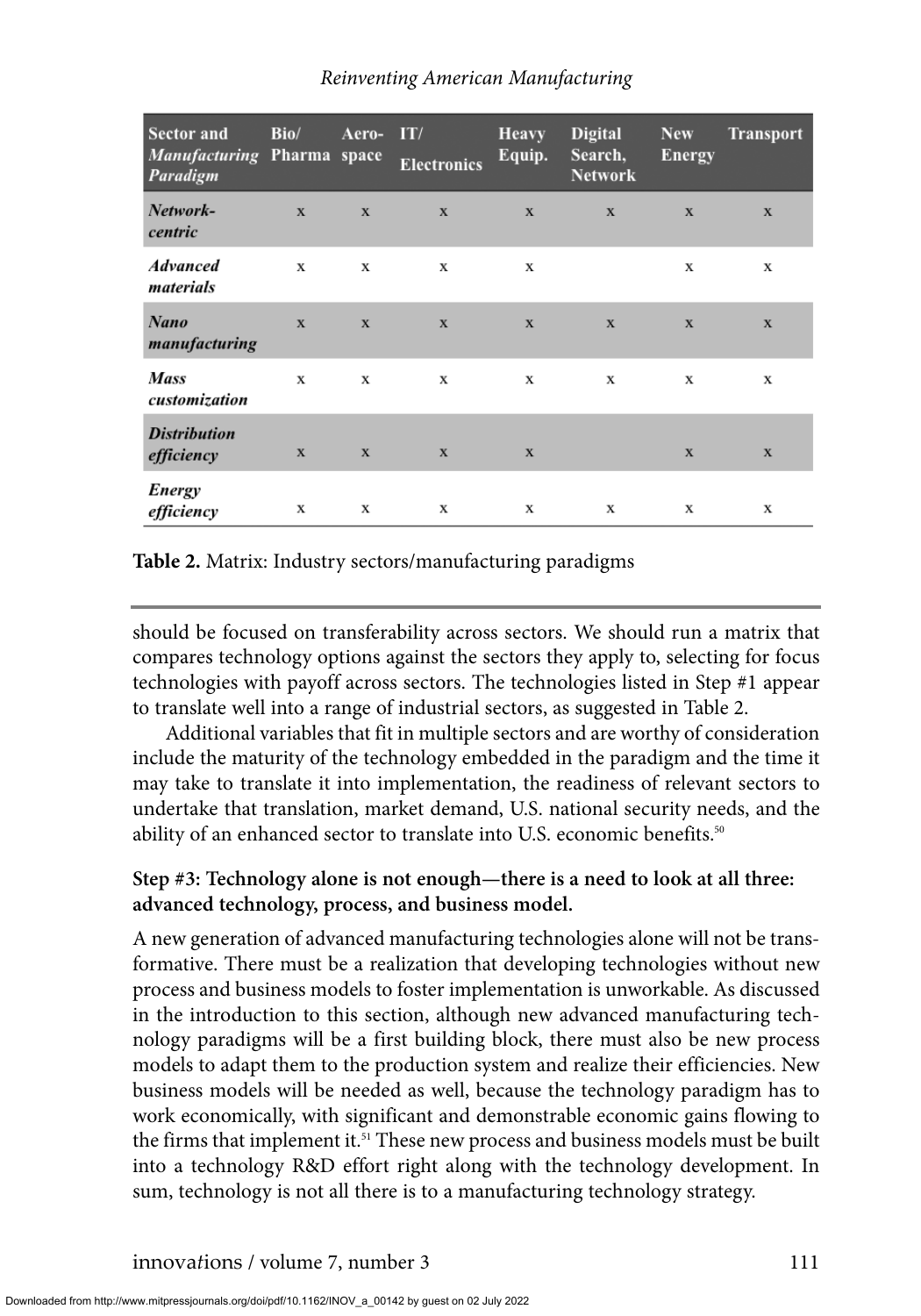| Sector and *Manufacturing Paradigm* | Bio/ Pharma | Aero-space | IT/ Electronics | Heavy Equip. | Digital Search, Network | New Energy | Transport |
|---|---|---|---|---|---|---|---|
| *Network-centric* | x | x | x | x | x | x | x |
| *Advanced materials* | x | x | x | x | | x | x |
| *Nano manufacturing* | x | x | x | x | x | x | x |
| *Mass customization* | x | x | x | x | x | x | x |
| *Distribution efficiency* | x | x | x | x | | x | x |
| *Energy efficiency* | x | x | x | x | x | x | x |

**Table 2.** Matrix: Industry sectors/manufacturing paradigms

should be focused on transferability across sectors. We should run a matrix that compares technology options against the sectors they apply to, selecting for focus technologies with payoff across sectors. The technologies listed in Step #1 appear to translate well into a range of industrial sectors, as suggested in Table 2.

Additional variables that fit in multiple sectors and are worthy of consideration include the maturity of the technology embedded in the paradigm and the time it may take to translate it into implementation, the readiness of relevant sectors to undertake that translation, market demand, U.S. national security needs, and the ability of an enhanced sector to translate into U.S. economic benefits.[50]

### Step #3: Technology alone is not enough—there is a need to look at all three: advanced technology, process, and business model.

A new generation of advanced manufacturing technologies alone will not be transformative. There must be a realization that developing technologies without new process and business models to foster implementation is unworkable. As discussed in the introduction to this section, although new advanced manufacturing technology paradigms will be a first building block, there must also be new process models to adapt them to the production system and realize their efficiencies. New business models will be needed as well, because the technology paradigm has to work economically, with significant and demonstrable economic gains flowing to the firms that implement it.[51] These new process and business models must be built into a technology R&D effort right along with the technology development. In sum, technology is not all there is to a manufacturing technology strategy.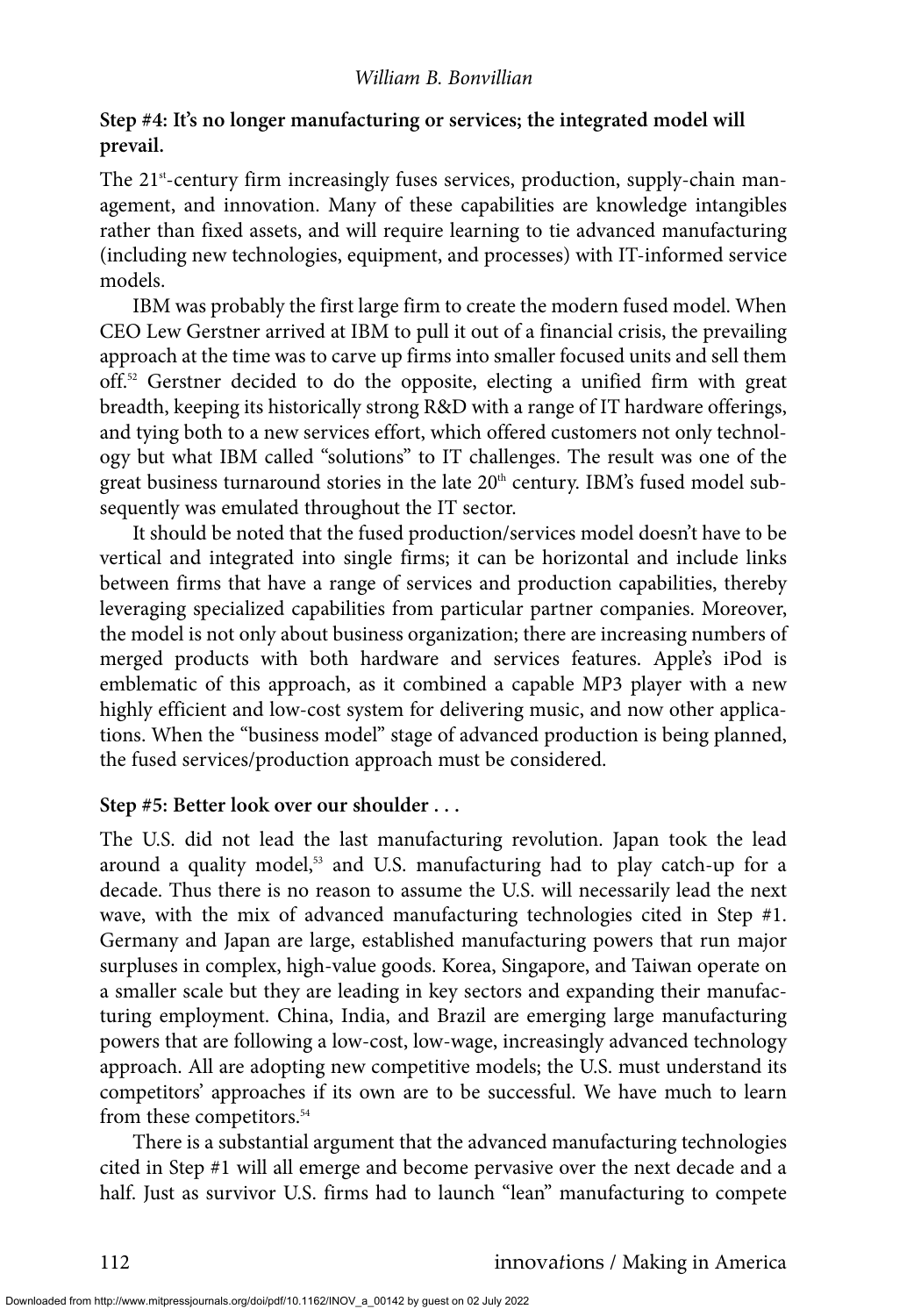**Step #4: It's no longer manufacturing or services; the integrated model will prevail.**

The 21st-century firm increasingly fuses services, production, supply-chain management, and innovation. Many of these capabilities are knowledge intangibles rather than fixed assets, and will require learning to tie advanced manufacturing (including new technologies, equipment, and processes) with IT-informed service models.

IBM was probably the first large firm to create the modern fused model. When CEO Lew Gerstner arrived at IBM to pull it out of a financial crisis, the prevailing approach at the time was to carve up firms into smaller focused units and sell them off.[52] Gerstner decided to do the opposite, electing a unified firm with great breadth, keeping its historically strong R&D with a range of IT hardware offerings, and tying both to a new services effort, which offered customers not only technology but what IBM called "solutions" to IT challenges. The result was one of the great business turnaround stories in the late 20th century. IBM's fused model subsequently was emulated throughout the IT sector.

It should be noted that the fused production/services model doesn't have to be vertical and integrated into single firms; it can be horizontal and include links between firms that have a range of services and production capabilities, thereby leveraging specialized capabilities from particular partner companies. Moreover, the model is not only about business organization; there are increasing numbers of merged products with both hardware and services features. Apple's iPod is emblematic of this approach, as it combined a capable MP3 player with a new highly efficient and low-cost system for delivering music, and now other applications. When the "business model" stage of advanced production is being planned, the fused services/production approach must be considered.

**Step #5: Better look over our shoulder . . .**

The U.S. did not lead the last manufacturing revolution. Japan took the lead around a quality model,[53] and U.S. manufacturing had to play catch-up for a decade. Thus there is no reason to assume the U.S. will necessarily lead the next wave, with the mix of advanced manufacturing technologies cited in Step #1. Germany and Japan are large, established manufacturing powers that run major surpluses in complex, high-value goods. Korea, Singapore, and Taiwan operate on a smaller scale but they are leading in key sectors and expanding their manufacturing employment. China, India, and Brazil are emerging large manufacturing powers that are following a low-cost, low-wage, increasingly advanced technology approach. All are adopting new competitive models; the U.S. must understand its competitors' approaches if its own are to be successful. We have much to learn from these competitors.[54]

There is a substantial argument that the advanced manufacturing technologies cited in Step #1 will all emerge and become pervasive over the next decade and a half. Just as survivor U.S. firms had to launch "lean" manufacturing to compete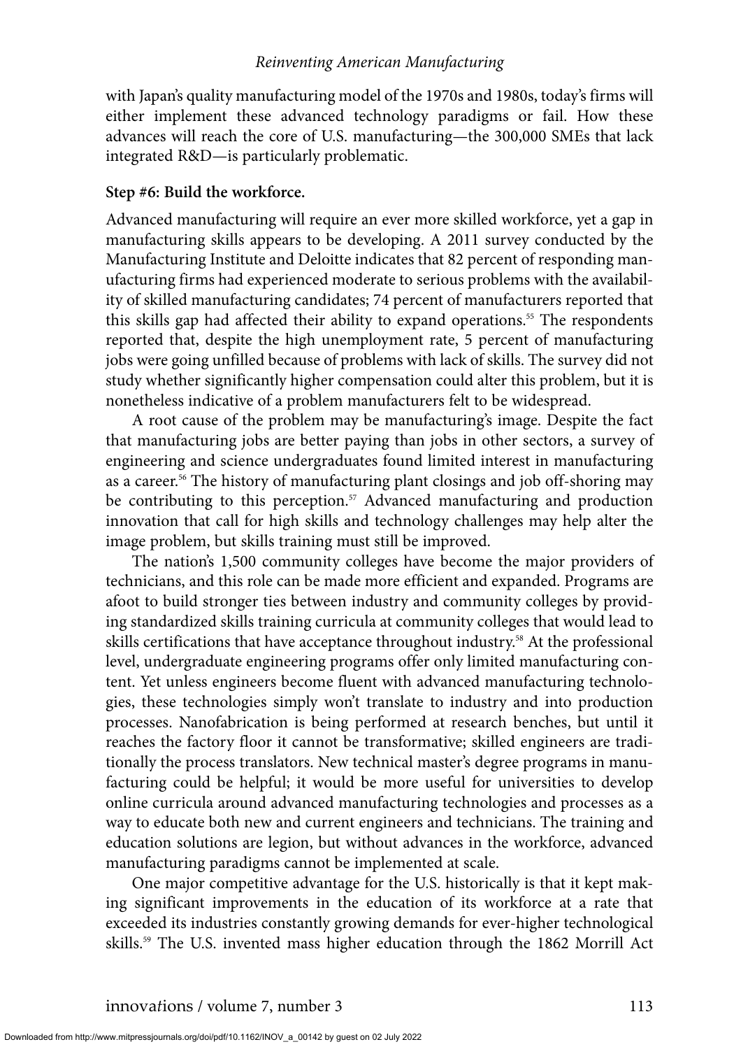with Japan's quality manufacturing model of the 1970s and 1980s, today's firms will either implement these advanced technology paradigms or fail. How these advances will reach the core of U.S. manufacturing—the 300,000 SMEs that lack integrated R&D—is particularly problematic.

**Step #6: Build the workforce.**

Advanced manufacturing will require an ever more skilled workforce, yet a gap in manufacturing skills appears to be developing. A 2011 survey conducted by the Manufacturing Institute and Deloitte indicates that 82 percent of responding manufacturing firms had experienced moderate to serious problems with the availability of skilled manufacturing candidates; 74 percent of manufacturers reported that this skills gap had affected their ability to expand operations.[55] The respondents reported that, despite the high unemployment rate, 5 percent of manufacturing jobs were going unfilled because of problems with lack of skills. The survey did not study whether significantly higher compensation could alter this problem, but it is nonetheless indicative of a problem manufacturers felt to be widespread.

A root cause of the problem may be manufacturing's image. Despite the fact that manufacturing jobs are better paying than jobs in other sectors, a survey of engineering and science undergraduates found limited interest in manufacturing as a career.[56] The history of manufacturing plant closings and job off-shoring may be contributing to this perception.[57] Advanced manufacturing and production innovation that call for high skills and technology challenges may help alter the image problem, but skills training must still be improved.

The nation's 1,500 community colleges have become the major providers of technicians, and this role can be made more efficient and expanded. Programs are afoot to build stronger ties between industry and community colleges by providing standardized skills training curricula at community colleges that would lead to skills certifications that have acceptance throughout industry.[58] At the professional level, undergraduate engineering programs offer only limited manufacturing content. Yet unless engineers become fluent with advanced manufacturing technologies, these technologies simply won't translate to industry and into production processes. Nanofabrication is being performed at research benches, but until it reaches the factory floor it cannot be transformative; skilled engineers are traditionally the process translators. New technical master's degree programs in manufacturing could be helpful; it would be more useful for universities to develop online curricula around advanced manufacturing technologies and processes as a way to educate both new and current engineers and technicians. The training and education solutions are legion, but without advances in the workforce, advanced manufacturing paradigms cannot be implemented at scale.

One major competitive advantage for the U.S. historically is that it kept making significant improvements in the education of its workforce at a rate that exceeded its industries constantly growing demands for ever-higher technological skills.[59] The U.S. invented mass higher education through the 1862 Morrill Act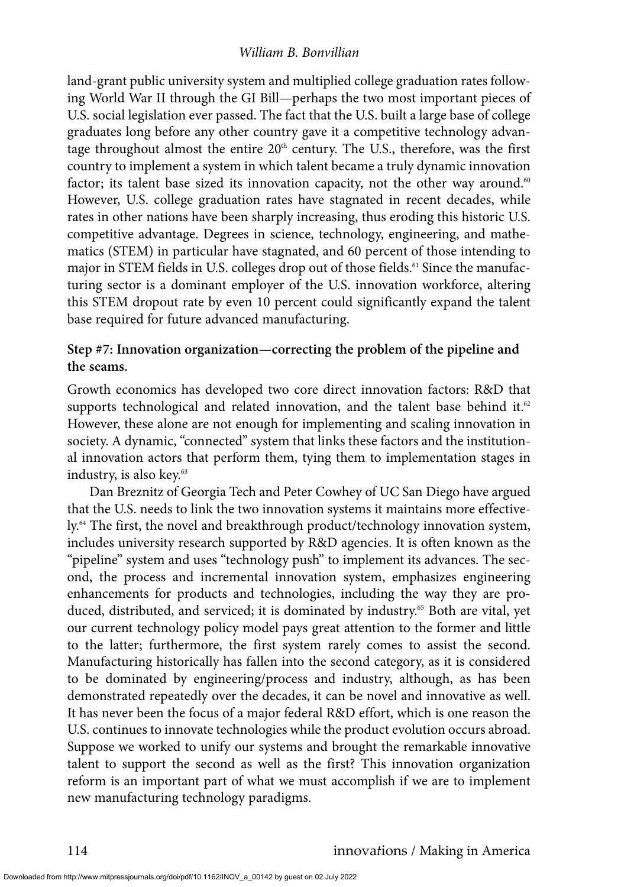land-grant public university system and multiplied college graduation rates following World War II through the GI Bill—perhaps the two most important pieces of U.S. social legislation ever passed. The fact that the U.S. built a large base of college graduates long before any other country gave it a competitive technology advantage throughout almost the entire 20th century. The U.S., therefore, was the first country to implement a system in which talent became a truly dynamic innovation factor; its talent base sized its innovation capacity, not the other way around.[60] However, U.S. college graduation rates have stagnated in recent decades, while rates in other nations have been sharply increasing, thus eroding this historic U.S. competitive advantage. Degrees in science, technology, engineering, and mathematics (STEM) in particular have stagnated, and 60 percent of those intending to major in STEM fields in U.S. colleges drop out of those fields.[61] Since the manufacturing sector is a dominant employer of the U.S. innovation workforce, altering this STEM dropout rate by even 10 percent could significantly expand the talent base required for future advanced manufacturing.

**Step #7: Innovation organization—correcting the problem of the pipeline and the seams.**

Growth economics has developed two core direct innovation factors: R&D that supports technological and related innovation, and the talent base behind it.[62] However, these alone are not enough for implementing and scaling innovation in society. A dynamic, "connected" system that links these factors and the institutional innovation actors that perform them, tying them to implementation stages in industry, is also key.[63]

Dan Breznitz of Georgia Tech and Peter Cowhey of UC San Diego have argued that the U.S. needs to link the two innovation systems it maintains more effectively.[64] The first, the novel and breakthrough product/technology innovation system, includes university research supported by R&D agencies. It is often known as the "pipeline" system and uses "technology push" to implement its advances. The second, the process and incremental innovation system, emphasizes engineering enhancements for products and technologies, including the way they are produced, distributed, and serviced; it is dominated by industry.[65] Both are vital, yet our current technology policy model pays great attention to the former and little to the latter; furthermore, the first system rarely comes to assist the second. Manufacturing historically has fallen into the second category, as it is considered to be dominated by engineering/process and industry, although, as has been demonstrated repeatedly over the decades, it can be novel and innovative as well. It has never been the focus of a major federal R&D effort, which is one reason the U.S. continues to innovate technologies while the product evolution occurs abroad. Suppose we worked to unify our systems and brought the remarkable innovative talent to support the second as well as the first? This innovation organization reform is an important part of what we must accomplish if we are to implement new manufacturing technology paradigms.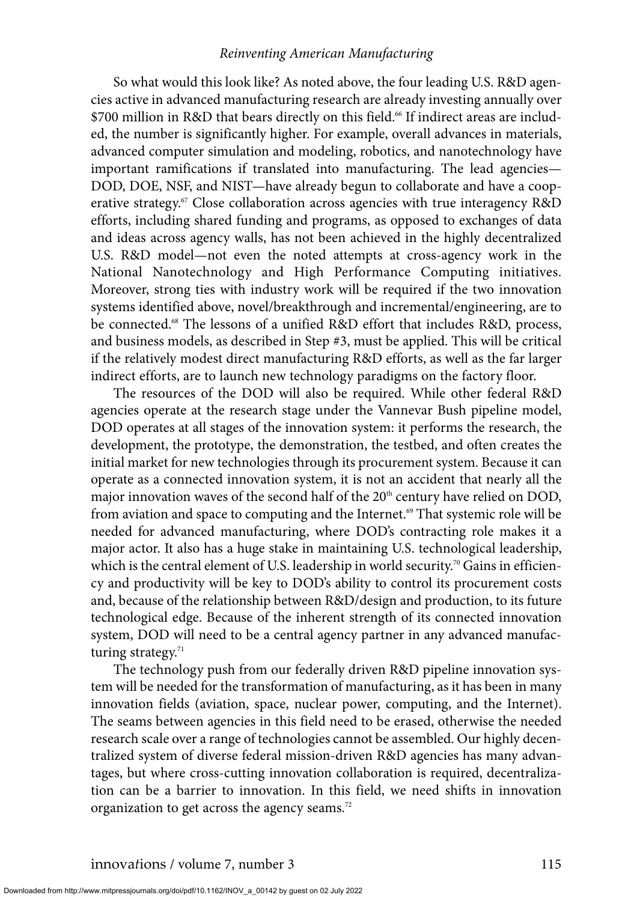So what would this look like? As noted above, the four leading U.S. R&D agencies active in advanced manufacturing research are already investing annually over \$700 million in R&D that bears directly on this field.[66] If indirect areas are included, the number is significantly higher. For example, overall advances in materials, advanced computer simulation and modeling, robotics, and nanotechnology have important ramifications if translated into manufacturing. The lead agencies—DOD, DOE, NSF, and NIST—have already begun to collaborate and have a cooperative strategy.[67] Close collaboration across agencies with true interagency R&D efforts, including shared funding and programs, as opposed to exchanges of data and ideas across agency walls, has not been achieved in the highly decentralized U.S. R&D model—not even the noted attempts at cross-agency work in the National Nanotechnology and High Performance Computing initiatives. Moreover, strong ties with industry work will be required if the two innovation systems identified above, novel/breakthrough and incremental/engineering, are to be connected.[68] The lessons of a unified R&D effort that includes R&D, process, and business models, as described in Step #3, must be applied. This will be critical if the relatively modest direct manufacturing R&D efforts, as well as the far larger indirect efforts, are to launch new technology paradigms on the factory floor.

The resources of the DOD will also be required. While other federal R&D agencies operate at the research stage under the Vannevar Bush pipeline model, DOD operates at all stages of the innovation system: it performs the research, the development, the prototype, the demonstration, the testbed, and often creates the initial market for new technologies through its procurement system. Because it can operate as a connected innovation system, it is not an accident that nearly all the major innovation waves of the second half of the 20th century have relied on DOD, from aviation and space to computing and the Internet.[69] That systemic role will be needed for advanced manufacturing, where DOD's contracting role makes it a major actor. It also has a huge stake in maintaining U.S. technological leadership, which is the central element of U.S. leadership in world security.[70] Gains in efficiency and productivity will be key to DOD's ability to control its procurement costs and, because of the relationship between R&D/design and production, to its future technological edge. Because of the inherent strength of its connected innovation system, DOD will need to be a central agency partner in any advanced manufacturing strategy.[71]

The technology push from our federally driven R&D pipeline innovation system will be needed for the transformation of manufacturing, as it has been in many innovation fields (aviation, space, nuclear power, computing, and the Internet). The seams between agencies in this field need to be erased, otherwise the needed research scale over a range of technologies cannot be assembled. Our highly decentralized system of diverse federal mission-driven R&D agencies has many advantages, but where cross-cutting innovation collaboration is required, decentralization can be a barrier to innovation. In this field, we need shifts in innovation organization to get across the agency seams.[72]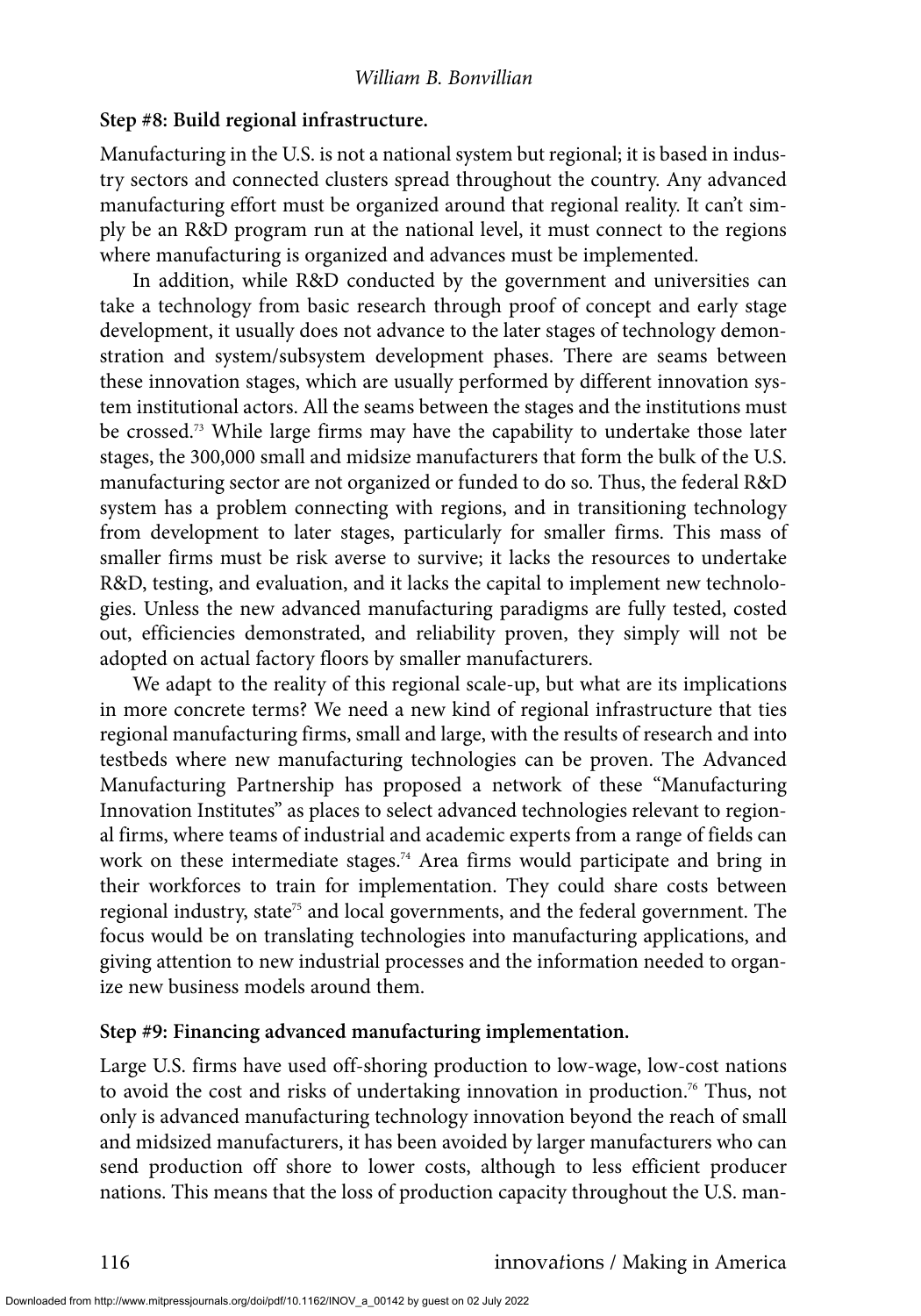**Step #8: Build regional infrastructure.**

Manufacturing in the U.S. is not a national system but regional; it is based in industry sectors and connected clusters spread throughout the country. Any advanced manufacturing effort must be organized around that regional reality. It can't simply be an R&D program run at the national level, it must connect to the regions where manufacturing is organized and advances must be implemented.

In addition, while R&D conducted by the government and universities can take a technology from basic research through proof of concept and early stage development, it usually does not advance to the later stages of technology demonstration and system/subsystem development phases. There are seams between these innovation stages, which are usually performed by different innovation system institutional actors. All the seams between the stages and the institutions must be crossed.[73] While large firms may have the capability to undertake those later stages, the 300,000 small and midsize manufacturers that form the bulk of the U.S. manufacturing sector are not organized or funded to do so. Thus, the federal R&D system has a problem connecting with regions, and in transitioning technology from development to later stages, particularly for smaller firms. This mass of smaller firms must be risk averse to survive; it lacks the resources to undertake R&D, testing, and evaluation, and it lacks the capital to implement new technologies. Unless the new advanced manufacturing paradigms are fully tested, costed out, efficiencies demonstrated, and reliability proven, they simply will not be adopted on actual factory floors by smaller manufacturers.

We adapt to the reality of this regional scale-up, but what are its implications in more concrete terms? We need a new kind of regional infrastructure that ties regional manufacturing firms, small and large, with the results of research and into testbeds where new manufacturing technologies can be proven. The Advanced Manufacturing Partnership has proposed a network of these "Manufacturing Innovation Institutes" as places to select advanced technologies relevant to regional firms, where teams of industrial and academic experts from a range of fields can work on these intermediate stages.[74] Area firms would participate and bring in their workforces to train for implementation. They could share costs between regional industry, state[75] and local governments, and the federal government. The focus would be on translating technologies into manufacturing applications, and giving attention to new industrial processes and the information needed to organize new business models around them.

**Step #9: Financing advanced manufacturing implementation.**

Large U.S. firms have used off-shoring production to low-wage, low-cost nations to avoid the cost and risks of undertaking innovation in production.[76] Thus, not only is advanced manufacturing technology innovation beyond the reach of small and midsized manufacturers, it has been avoided by larger manufacturers who can send production off shore to lower costs, although to less efficient producer nations. This means that the loss of production capacity throughout the U.S. man-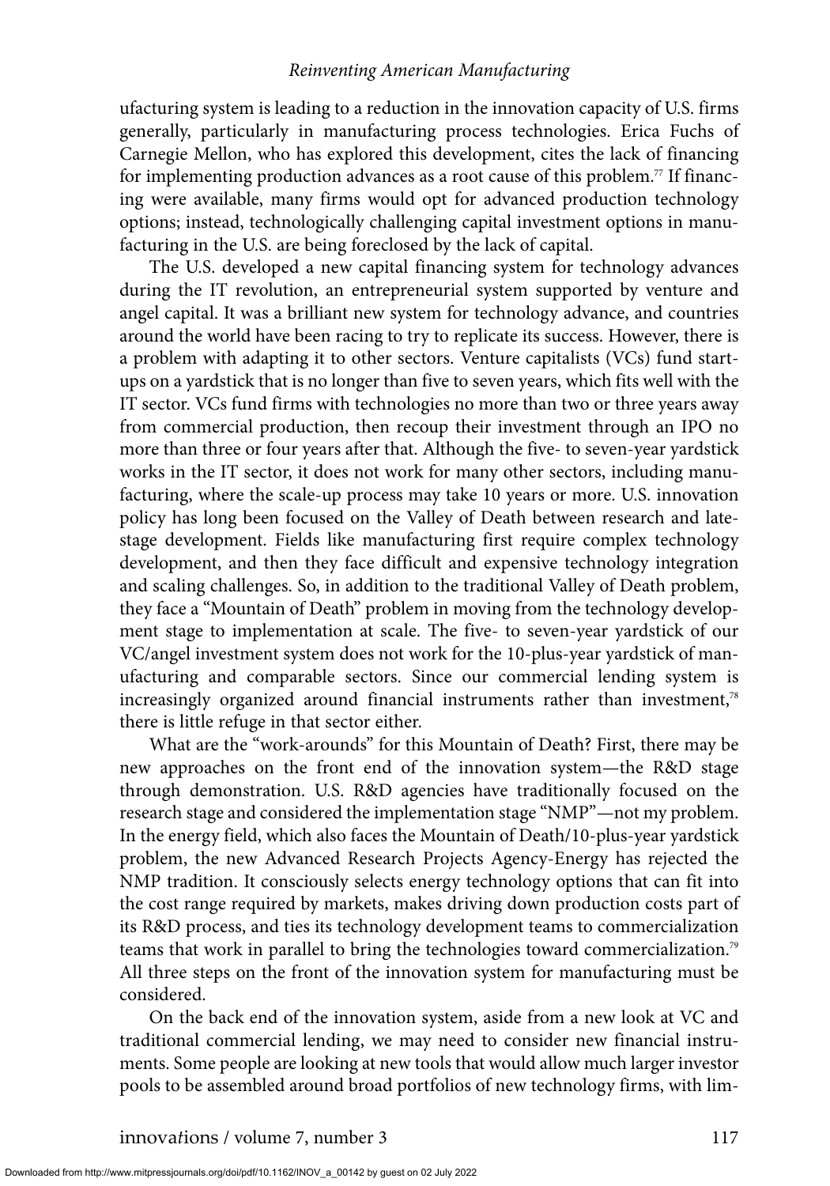ufacturing system is leading to a reduction in the innovation capacity of U.S. firms generally, particularly in manufacturing process technologies. Erica Fuchs of Carnegie Mellon, who has explored this development, cites the lack of financing for implementing production advances as a root cause of this problem.[77] If financing were available, many firms would opt for advanced production technology options; instead, technologically challenging capital investment options in manufacturing in the U.S. are being foreclosed by the lack of capital.

The U.S. developed a new capital financing system for technology advances during the IT revolution, an entrepreneurial system supported by venture and angel capital. It was a brilliant new system for technology advance, and countries around the world have been racing to try to replicate its success. However, there is a problem with adapting it to other sectors. Venture capitalists (VCs) fund startups on a yardstick that is no longer than five to seven years, which fits well with the IT sector. VCs fund firms with technologies no more than two or three years away from commercial production, then recoup their investment through an IPO no more than three or four years after that. Although the five- to seven-year yardstick works in the IT sector, it does not work for many other sectors, including manufacturing, where the scale-up process may take 10 years or more. U.S. innovation policy has long been focused on the Valley of Death between research and late-stage development. Fields like manufacturing first require complex technology development, and then they face difficult and expensive technology integration and scaling challenges. So, in addition to the traditional Valley of Death problem, they face a "Mountain of Death" problem in moving from the technology development stage to implementation at scale. The five- to seven-year yardstick of our VC/angel investment system does not work for the 10-plus-year yardstick of manufacturing and comparable sectors. Since our commercial lending system is increasingly organized around financial instruments rather than investment,[78] there is little refuge in that sector either.

What are the "work-arounds" for this Mountain of Death? First, there may be new approaches on the front end of the innovation system—the R&D stage through demonstration. U.S. R&D agencies have traditionally focused on the research stage and considered the implementation stage "NMP"—not my problem. In the energy field, which also faces the Mountain of Death/10-plus-year yardstick problem, the new Advanced Research Projects Agency-Energy has rejected the NMP tradition. It consciously selects energy technology options that can fit into the cost range required by markets, makes driving down production costs part of its R&D process, and ties its technology development teams to commercialization teams that work in parallel to bring the technologies toward commercialization.[79] All three steps on the front of the innovation system for manufacturing must be considered.

On the back end of the innovation system, aside from a new look at VC and traditional commercial lending, we may need to consider new financial instruments. Some people are looking at new tools that would allow much larger investor pools to be assembled around broad portfolios of new technology firms, with lim-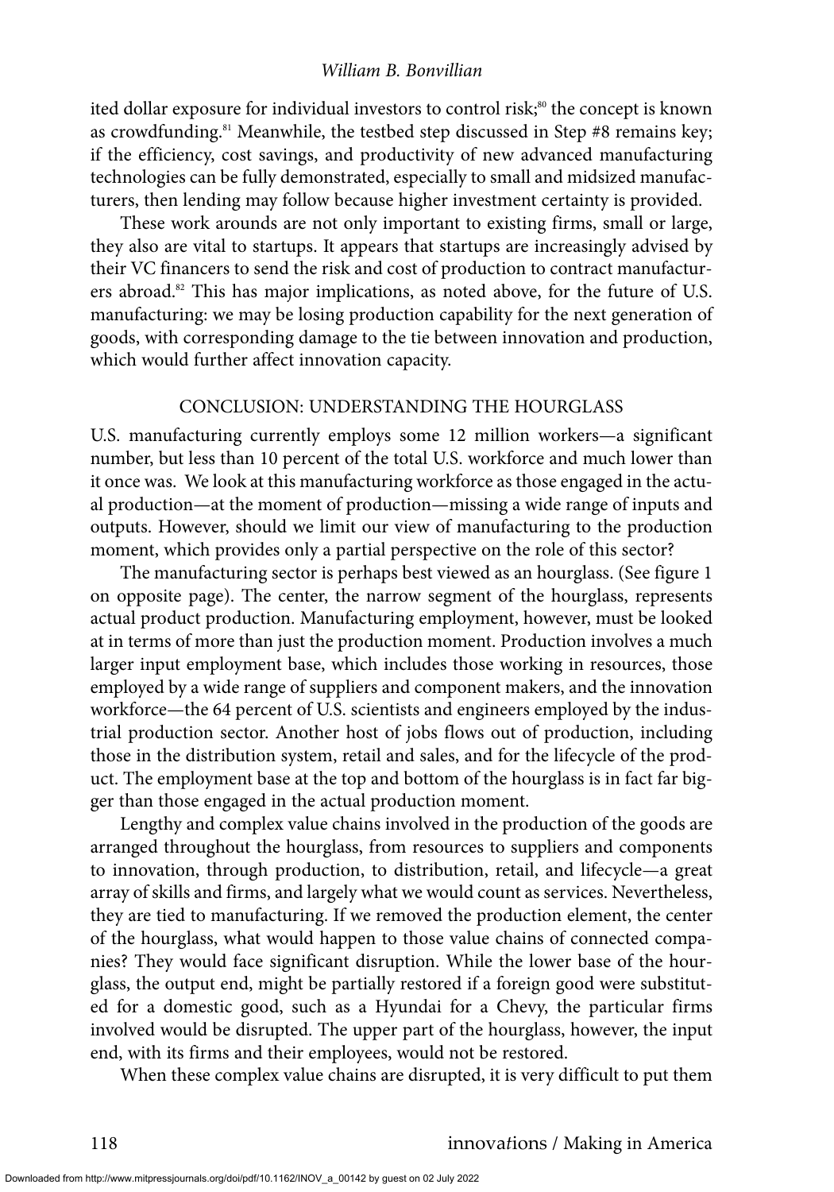ited dollar exposure for individual investors to control risk;[80] the concept is known as crowdfunding.[81] Meanwhile, the testbed step discussed in Step #8 remains key; if the efficiency, cost savings, and productivity of new advanced manufacturing technologies can be fully demonstrated, especially to small and midsized manufacturers, then lending may follow because higher investment certainty is provided.

These work arounds are not only important to existing firms, small or large, they also are vital to startups. It appears that startups are increasingly advised by their VC financers to send the risk and cost of production to contract manufacturers abroad.[82] This has major implications, as noted above, for the future of U.S. manufacturing: we may be losing production capability for the next generation of goods, with corresponding damage to the tie between innovation and production, which would further affect innovation capacity.

## CONCLUSION: UNDERSTANDING THE HOURGLASS

U.S. manufacturing currently employs some 12 million workers—a significant number, but less than 10 percent of the total U.S. workforce and much lower than it once was. We look at this manufacturing workforce as those engaged in the actual production—at the moment of production—missing a wide range of inputs and outputs. However, should we limit our view of manufacturing to the production moment, which provides only a partial perspective on the role of this sector?

The manufacturing sector is perhaps best viewed as an hourglass. (See figure 1 on opposite page). The center, the narrow segment of the hourglass, represents actual product production. Manufacturing employment, however, must be looked at in terms of more than just the production moment. Production involves a much larger input employment base, which includes those working in resources, those employed by a wide range of suppliers and component makers, and the innovation workforce—the 64 percent of U.S. scientists and engineers employed by the industrial production sector. Another host of jobs flows out of production, including those in the distribution system, retail and sales, and for the lifecycle of the product. The employment base at the top and bottom of the hourglass is in fact far bigger than those engaged in the actual production moment.

Lengthy and complex value chains involved in the production of the goods are arranged throughout the hourglass, from resources to suppliers and components to innovation, through production, to distribution, retail, and lifecycle—a great array of skills and firms, and largely what we would count as services. Nevertheless, they are tied to manufacturing. If we removed the production element, the center of the hourglass, what would happen to those value chains of connected companies? They would face significant disruption. While the lower base of the hourglass, the output end, might be partially restored if a foreign good were substituted for a domestic good, such as a Hyundai for a Chevy, the particular firms involved would be disrupted. The upper part of the hourglass, however, the input end, with its firms and their employees, would not be restored.

When these complex value chains are disrupted, it is very difficult to put them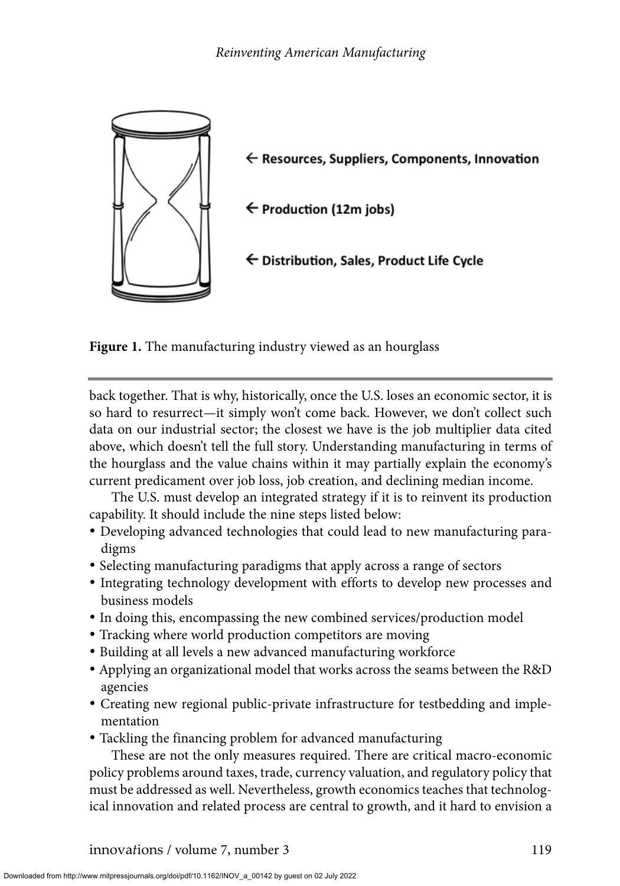← Resources, Suppliers, Components, Innovation

← Production (12m jobs)

← Distribution, Sales, Product Life Cycle

**Figure 1.** The manufacturing industry viewed as an hourglass

back together. That is why, historically, once the U.S. loses an economic sector, it is so hard to resurrect—it simply won't come back. However, we don't collect such data on our industrial sector; the closest we have is the job multiplier data cited above, which doesn't tell the full story. Understanding manufacturing in terms of the hourglass and the value chains within it may partially explain the economy's current predicament over job loss, job creation, and declining median income.

The U.S. must develop an integrated strategy if it is to reinvent its production capability. It should include the nine steps listed below:

- Developing advanced technologies that could lead to new manufacturing paradigms
- Selecting manufacturing paradigms that apply across a range of sectors
- Integrating technology development with efforts to develop new processes and business models
- In doing this, encompassing the new combined services/production model
- Tracking where world production competitors are moving
- Building at all levels a new advanced manufacturing workforce
- Applying an organizational model that works across the seams between the R&D agencies
- Creating new regional public-private infrastructure for testbedding and implementation
- Tackling the financing problem for advanced manufacturing

These are not the only measures required. There are critical macro-economic policy problems around taxes, trade, currency valuation, and regulatory policy that must be addressed as well. Nevertheless, growth economics teaches that technological innovation and related process are central to growth, and it hard to envision a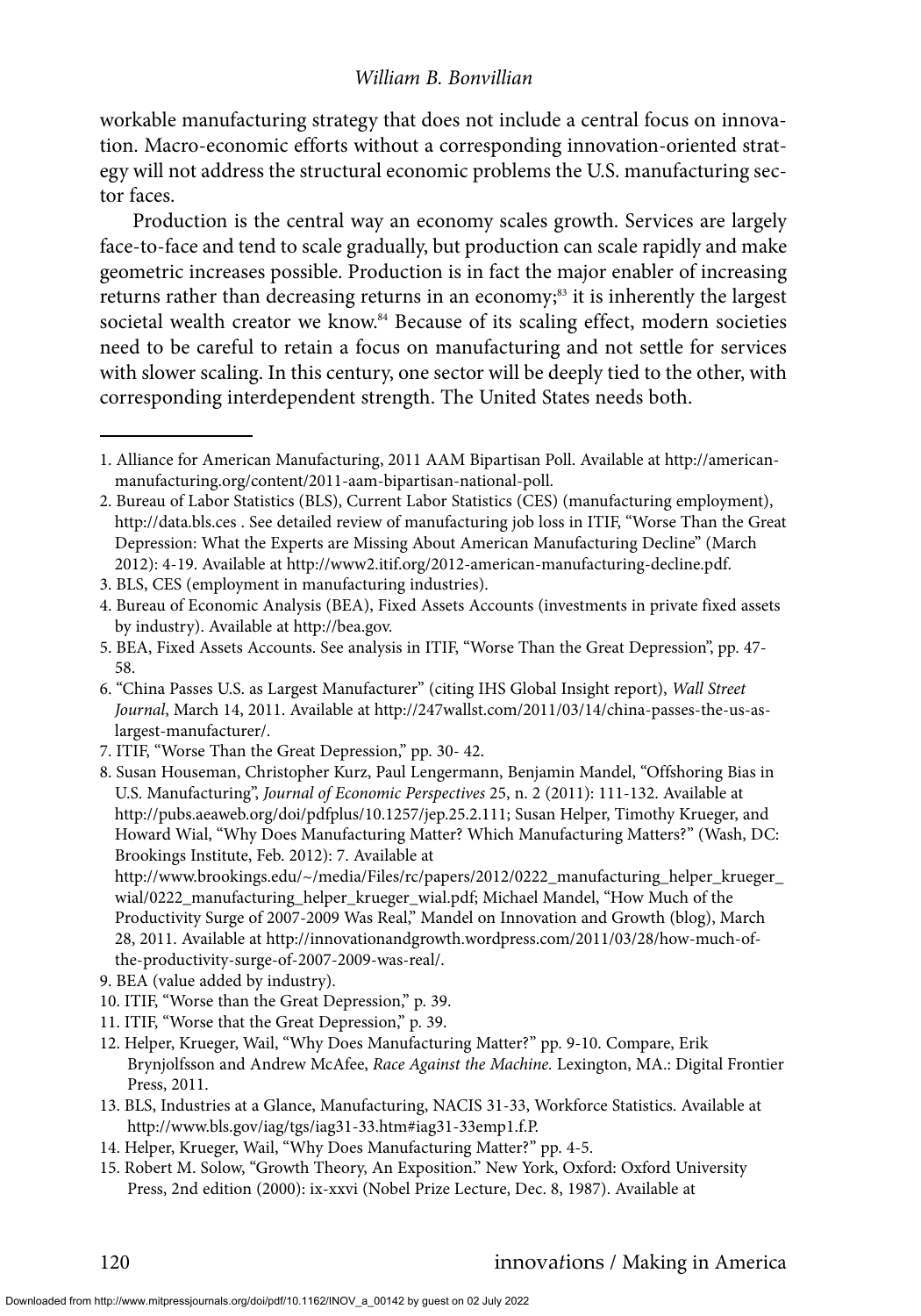workable manufacturing strategy that does not include a central focus on innovation. Macro-economic efforts without a corresponding innovation-oriented strategy will not address the structural economic problems the U.S. manufacturing sector faces.

Production is the central way an economy scales growth. Services are largely face-to-face and tend to scale gradually, but production can scale rapidly and make geometric increases possible. Production is in fact the major enabler of increasing returns rather than decreasing returns in an economy;[83] it is inherently the largest societal wealth creator we know.[84] Because of its scaling effect, modern societies need to be careful to retain a focus on manufacturing and not settle for services with slower scaling. In this century, one sector will be deeply tied to the other, with corresponding interdependent strength. The United States needs both.

---

1. Alliance for American Manufacturing, 2011 AAM Bipartisan Poll. Available at http://americanmanufacturing.org/content/2011-aam-bipartisan-national-poll.
2. Bureau of Labor Statistics (BLS), Current Labor Statistics (CES) (manufacturing employment), http://data.bls.ces . See detailed review of manufacturing job loss in ITIF, "Worse Than the Great Depression: What the Experts are Missing About American Manufacturing Decline" (March 2012): 4-19. Available at http://www2.itif.org/2012-american-manufacturing-decline.pdf.
3. BLS, CES (employment in manufacturing industries).
4. Bureau of Economic Analysis (BEA), Fixed Assets Accounts (investments in private fixed assets by industry). Available at http://bea.gov.
5. BEA, Fixed Assets Accounts. See analysis in ITIF, "Worse Than the Great Depression", pp. 47-58.
6. "China Passes U.S. as Largest Manufacturer" (citing IHS Global Insight report), *Wall Street Journal*, March 14, 2011. Available at http://247wallst.com/2011/03/14/china-passes-the-us-as-largest-manufacturer/.
7. ITIF, "Worse Than the Great Depression," pp. 30- 42.
8. Susan Houseman, Christopher Kurz, Paul Lengermann, Benjamin Mandel, "Offshoring Bias in U.S. Manufacturing", *Journal of Economic Perspectives* 25, n. 2 (2011): 111-132. Available at http://pubs.aeaweb.org/doi/pdfplus/10.1257/jep.25.2.111; Susan Helper, Timothy Krueger, and Howard Wial, "Why Does Manufacturing Matter? Which Manufacturing Matters?" (Wash, DC: Brookings Institute, Feb. 2012): 7. Available at http://www.brookings.edu/~/media/Files/rc/papers/2012/0222_manufacturing_helper_krueger_wial/0222_manufacturing_helper_krueger_wial.pdf; Michael Mandel, "How Much of the Productivity Surge of 2007-2009 Was Real," Mandel on Innovation and Growth (blog), March 28, 2011. Available at http://innovationandgrowth.wordpress.com/2011/03/28/how-much-of-the-productivity-surge-of-2007-2009-was-real/.
9. BEA (value added by industry).
10. ITIF, "Worse than the Great Depression," p. 39.
11. ITIF, "Worse that the Great Depression," p. 39.
12. Helper, Krueger, Wail, "Why Does Manufacturing Matter?" pp. 9-10. Compare, Erik Brynjolfsson and Andrew McAfee, *Race Against the Machine.* Lexington, MA.: Digital Frontier Press, 2011.
13. BLS, Industries at a Glance, Manufacturing, NACIS 31-33, Workforce Statistics. Available at http://www.bls.gov/iag/tgs/iag31-33.htm#iag31-33emp1.f.P.
14. Helper, Krueger, Wail, "Why Does Manufacturing Matter?" pp. 4-5.
15. Robert M. Solow, "Growth Theory, An Exposition." New York, Oxford: Oxford University Press, 2nd edition (2000): ix-xxvi (Nobel Prize Lecture, Dec. 8, 1987). Available at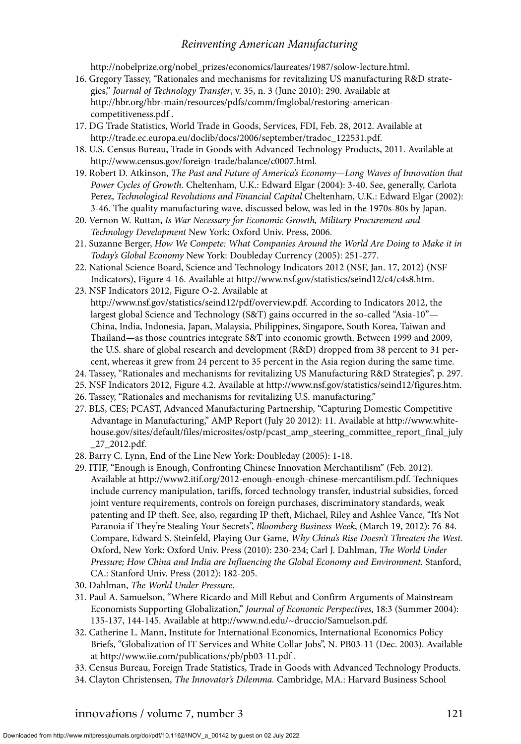http://nobelprize.org/nobel_prizes/economics/laureates/1987/solow-lecture.html.

16. Gregory Tassey, "Rationales and mechanisms for revitalizing US manufacturing R&D strategies," *Journal of Technology Transfer*, v. 35, n. 3 (June 2010): 290. Available at http://hbr.org/hbr-main/resources/pdfs/comm/fmglobal/restoring-american-competitiveness.pdf .
17. DG Trade Statistics, World Trade in Goods, Services, FDI, Feb. 28, 2012. Available at http://trade.ec.europa.eu/doclib/docs/2006/september/tradoc_122531.pdf.
18. U.S. Census Bureau, Trade in Goods with Advanced Technology Products, 2011. Available at http://www.census.gov/foreign-trade/balance/c0007.html.
19. Robert D. Atkinson, *The Past and Future of America's Economy—Long Waves of Innovation that Power Cycles of Growth.* Cheltenham, U.K.: Edward Elgar (2004): 3-40. See, generally, Carlota Perez, *Technological Revolutions and Financial Capital* Cheltenham, U.K.: Edward Elgar (2002): 3-46. The quality manufacturing wave, discussed below, was led in the 1970s-80s by Japan.
20. Vernon W. Ruttan, *Is War Necessary for Economic Growth, Military Procurement and Technology Development* New York: Oxford Univ. Press, 2006.
21. Suzanne Berger, *How We Compete: What Companies Around the World Are Doing to Make it in Today's Global Economy* New York: Doubleday Currency (2005): 251-277.
22. National Science Board, Science and Technology Indicators 2012 (NSF, Jan. 17, 2012) (NSF Indicators), Figure 4-16. Available at http://www.nsf.gov/statistics/seind12/c4/c4s8.htm.
23. NSF Indicators 2012, Figure O-2. Available at http://www.nsf.gov/statistics/seind12/pdf/overview.pdf. According to Indicators 2012, the largest global Science and Technology (S&T) gains occurred in the so-called "Asia-10"—China, India, Indonesia, Japan, Malaysia, Philippines, Singapore, South Korea, Taiwan and Thailand—as those countries integrate S&T into economic growth. Between 1999 and 2009, the U.S. share of global research and development (R&D) dropped from 38 percent to 31 percent, whereas it grew from 24 percent to 35 percent in the Asia region during the same time.
24. Tassey, "Rationales and mechanisms for revitalizing US Manufacturing R&D Strategies", p. 297.
25. NSF Indicators 2012, Figure 4.2. Available at http://www.nsf.gov/statistics/seind12/figures.htm.
26. Tassey, "Rationales and mechanisms for revitalizing U.S. manufacturing."
27. BLS, CES; PCAST, Advanced Manufacturing Partnership, "Capturing Domestic Competitive Advantage in Manufacturing," AMP Report (July 20 2012): 11. Available at http://www.whitehouse.gov/sites/default/files/microsites/ostp/pcast_amp_steering_committee_report_final_july_27_2012.pdf.
28. Barry C. Lynn, End of the Line New York: Doubleday (2005): 1-18.
29. ITIF, "Enough is Enough, Confronting Chinese Innovation Merchantilism" (Feb. 2012). Available at http://www2.itif.org/2012-enough-enough-chinese-mercantilism.pdf. Techniques include currency manipulation, tariffs, forced technology transfer, industrial subsidies, forced joint venture requirements, controls on foreign purchases, discriminatory standards, weak patenting and IP theft. See, also, regarding IP theft, Michael, Riley and Ashlee Vance, "It's Not Paranoia if They're Stealing Your Secrets", *Bloomberg Business Week*, (March 19, 2012): 76-84. Compare, Edward S. Steinfeld, Playing Our Game, *Why China's Rise Doesn't Threaten the West.* Oxford, New York: Oxford Univ. Press (2010): 230-234; Carl J. Dahlman, *The World Under Pressure; How China and India are Influencing the Global Economy and Environment.* Stanford, CA.: Stanford Univ. Press (2012): 182-205.
30. Dahlman, *The World Under Pressure*.
31. Paul A. Samuelson, "Where Ricardo and Mill Rebut and Confirm Arguments of Mainstream Economists Supporting Globalization," *Journal of Economic Perspectives*, 18:3 (Summer 2004): 135-137, 144-145. Available at http://www.nd.edu/~druccio/Samuelson.pdf.
32. Catherine L. Mann, Institute for International Economics, International Economics Policy Briefs, "Globalization of IT Services and White Collar Jobs", N. PB03-11 (Dec. 2003). Available at http://www.iie.com/publications/pb/pb03-11.pdf .
33. Census Bureau, Foreign Trade Statistics, Trade in Goods with Advanced Technology Products.
34. Clayton Christensen, *The Innovator's Dilemma.* Cambridge, MA.: Harvard Business School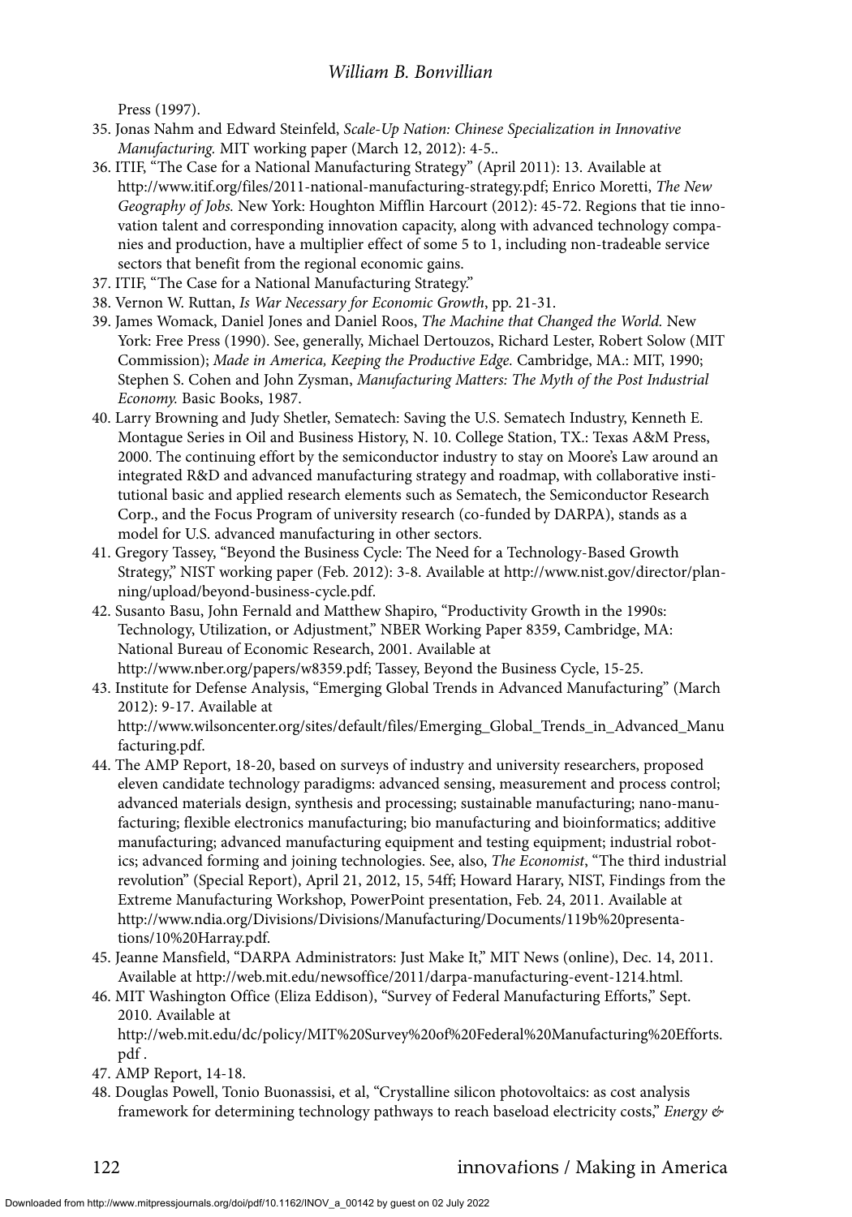Press (1997).

35. Jonas Nahm and Edward Steinfeld, *Scale-Up Nation: Chinese Specialization in Innovative Manufacturing.* MIT working paper (March 12, 2012): 4-5..
36. ITIF, "The Case for a National Manufacturing Strategy" (April 2011): 13. Available at http://www.itif.org/files/2011-national-manufacturing-strategy.pdf; Enrico Moretti, *The New Geography of Jobs.* New York: Houghton Mifflin Harcourt (2012): 45-72. Regions that tie innovation talent and corresponding innovation capacity, along with advanced technology companies and production, have a multiplier effect of some 5 to 1, including non-tradeable service sectors that benefit from the regional economic gains.
37. ITIF, "The Case for a National Manufacturing Strategy."
38. Vernon W. Ruttan, *Is War Necessary for Economic Growth*, pp. 21-31.
39. James Womack, Daniel Jones and Daniel Roos, *The Machine that Changed the World.* New York: Free Press (1990). See, generally, Michael Dertouzos, Richard Lester, Robert Solow (MIT Commission); *Made in America, Keeping the Productive Edge.* Cambridge, MA.: MIT, 1990; Stephen S. Cohen and John Zysman, *Manufacturing Matters: The Myth of the Post Industrial Economy.* Basic Books, 1987.
40. Larry Browning and Judy Shetler, Sematech: Saving the U.S. Sematech Industry, Kenneth E. Montague Series in Oil and Business History, N. 10. College Station, TX.: Texas A&M Press, 2000. The continuing effort by the semiconductor industry to stay on Moore's Law around an integrated R&D and advanced manufacturing strategy and roadmap, with collaborative institutional basic and applied research elements such as Sematech, the Semiconductor Research Corp., and the Focus Program of university research (co-funded by DARPA), stands as a model for U.S. advanced manufacturing in other sectors.
41. Gregory Tassey, "Beyond the Business Cycle: The Need for a Technology-Based Growth Strategy," NIST working paper (Feb. 2012): 3-8. Available at http://www.nist.gov/director/planning/upload/beyond-business-cycle.pdf.
42. Susanto Basu, John Fernald and Matthew Shapiro, "Productivity Growth in the 1990s: Technology, Utilization, or Adjustment," NBER Working Paper 8359, Cambridge, MA: National Bureau of Economic Research, 2001. Available at http://www.nber.org/papers/w8359.pdf; Tassey, Beyond the Business Cycle, 15-25.
43. Institute for Defense Analysis, "Emerging Global Trends in Advanced Manufacturing" (March 2012): 9-17. Available at http://www.wilsoncenter.org/sites/default/files/Emerging_Global_Trends_in_Advanced_Manufacturing.pdf.
44. The AMP Report, 18-20, based on surveys of industry and university researchers, proposed eleven candidate technology paradigms: advanced sensing, measurement and process control; advanced materials design, synthesis and processing; sustainable manufacturing; nano-manufacturing; flexible electronics manufacturing; bio manufacturing and bioinformatics; additive manufacturing; advanced manufacturing equipment and testing equipment; industrial robotics; advanced forming and joining technologies. See, also, *The Economist*, "The third industrial revolution" (Special Report), April 21, 2012, 15, 54ff; Howard Harary, NIST, Findings from the Extreme Manufacturing Workshop, PowerPoint presentation, Feb. 24, 2011. Available at http://www.ndia.org/Divisions/Divisions/Manufacturing/Documents/119b%20presentations/10%20Harray.pdf.
45. Jeanne Mansfield, "DARPA Administrators: Just Make It," MIT News (online), Dec. 14, 2011. Available at http://web.mit.edu/newsoffice/2011/darpa-manufacturing-event-1214.html.
46. MIT Washington Office (Eliza Eddison), "Survey of Federal Manufacturing Efforts," Sept. 2010. Available at http://web.mit.edu/dc/policy/MIT%20Survey%20of%20Federal%20Manufacturing%20Efforts.pdf .
47. AMP Report, 14-18.
48. Douglas Powell, Tonio Buonassisi, et al, "Crystalline silicon photovoltaics: as cost analysis framework for determining technology pathways to reach baseload electricity costs," *Energy &*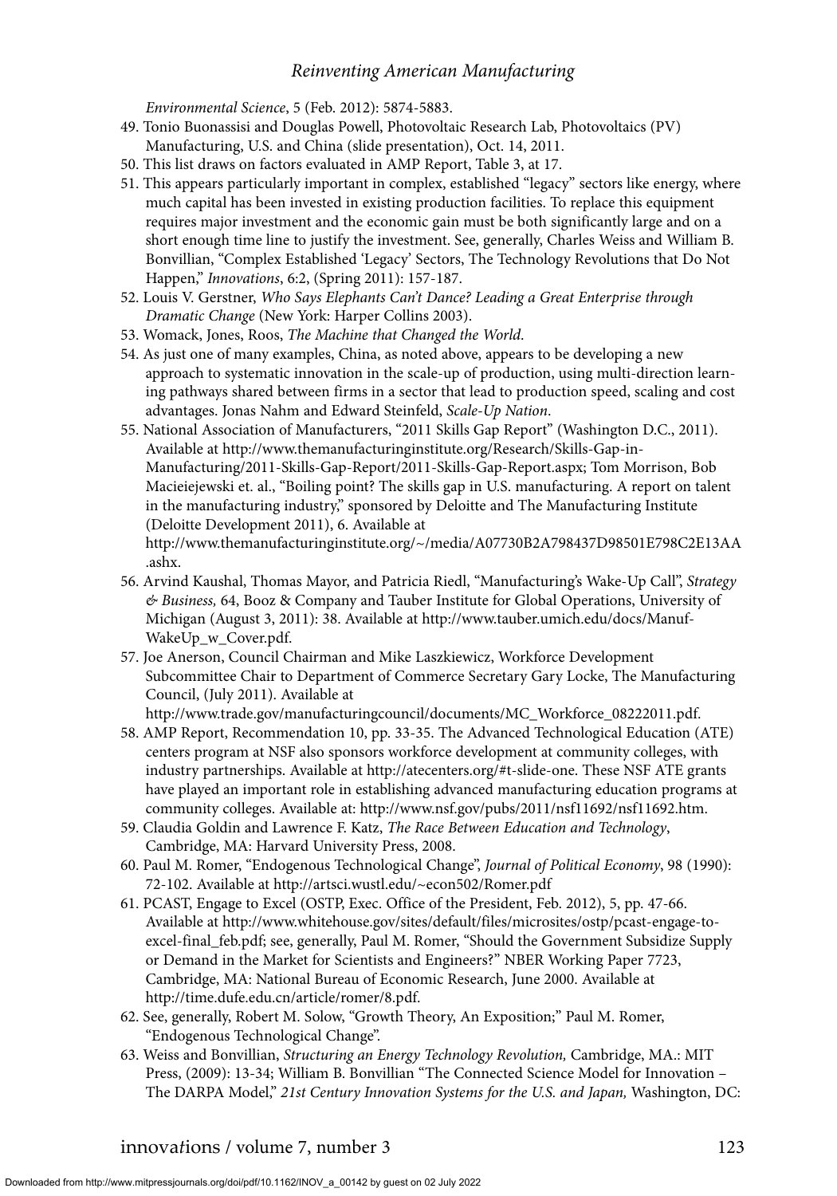*Environmental Science*, 5 (Feb. 2012): 5874-5883.

49. Tonio Buonassisi and Douglas Powell, Photovoltaic Research Lab, Photovoltaics (PV) Manufacturing, U.S. and China (slide presentation), Oct. 14, 2011.
50. This list draws on factors evaluated in AMP Report, Table 3, at 17.
51. This appears particularly important in complex, established "legacy" sectors like energy, where much capital has been invested in existing production facilities. To replace this equipment requires major investment and the economic gain must be both significantly large and on a short enough time line to justify the investment. See, generally, Charles Weiss and William B. Bonvillian, "Complex Established 'Legacy' Sectors, The Technology Revolutions that Do Not Happen," *Innovations*, 6:2, (Spring 2011): 157-187.
52. Louis V. Gerstner, *Who Says Elephants Can't Dance? Leading a Great Enterprise through Dramatic Change* (New York: Harper Collins 2003).
53. Womack, Jones, Roos, *The Machine that Changed the World*.
54. As just one of many examples, China, as noted above, appears to be developing a new approach to systematic innovation in the scale-up of production, using multi-direction learning pathways shared between firms in a sector that lead to production speed, scaling and cost advantages. Jonas Nahm and Edward Steinfeld, *Scale-Up Nation*.
55. National Association of Manufacturers, "2011 Skills Gap Report" (Washington D.C., 2011). Available at http://www.themanufacturinginstitute.org/Research/Skills-Gap-in-Manufacturing/2011-Skills-Gap-Report/2011-Skills-Gap-Report.aspx; Tom Morrison, Bob Macieiejewski et. al., "Boiling point? The skills gap in U.S. manufacturing. A report on talent in the manufacturing industry," sponsored by Deloitte and The Manufacturing Institute (Deloitte Development 2011), 6. Available at http://www.themanufacturinginstitute.org/~/media/A07730B2A798437D98501E798C2E13AA.ashx.
56. Arvind Kaushal, Thomas Mayor, and Patricia Riedl, "Manufacturing's Wake-Up Call", *Strategy & Business,* 64, Booz & Company and Tauber Institute for Global Operations, University of Michigan (August 3, 2011): 38. Available at http://www.tauber.umich.edu/docs/Manuf-WakeUp_w_Cover.pdf.
57. Joe Anerson, Council Chairman and Mike Laszkiewicz, Workforce Development Subcommittee Chair to Department of Commerce Secretary Gary Locke, The Manufacturing Council, (July 2011). Available at http://www.trade.gov/manufacturingcouncil/documents/MC_Workforce_08222011.pdf.
58. AMP Report, Recommendation 10, pp. 33-35. The Advanced Technological Education (ATE) centers program at NSF also sponsors workforce development at community colleges, with industry partnerships. Available at http://atecenters.org/#t-slide-one. These NSF ATE grants have played an important role in establishing advanced manufacturing education programs at community colleges. Available at: http://www.nsf.gov/pubs/2011/nsf11692/nsf11692.htm.
59. Claudia Goldin and Lawrence F. Katz, *The Race Between Education and Technology*, Cambridge, MA: Harvard University Press, 2008.
60. Paul M. Romer, "Endogenous Technological Change", *Journal of Political Economy*, 98 (1990): 72-102. Available at http://artsci.wustl.edu/~econ502/Romer.pdf
61. PCAST, Engage to Excel (OSTP, Exec. Office of the President, Feb. 2012), 5, pp. 47-66. Available at http://www.whitehouse.gov/sites/default/files/microsites/ostp/pcast-engage-to-excel-final_feb.pdf; see, generally, Paul M. Romer, "Should the Government Subsidize Supply or Demand in the Market for Scientists and Engineers?" NBER Working Paper 7723, Cambridge, MA: National Bureau of Economic Research, June 2000. Available at http://time.dufe.edu.cn/article/romer/8.pdf.
62. See, generally, Robert M. Solow, "Growth Theory, An Exposition;" Paul M. Romer, "Endogenous Technological Change".
63. Weiss and Bonvillian, *Structuring an Energy Technology Revolution,* Cambridge, MA.: MIT Press, (2009): 13-34; William B. Bonvillian "The Connected Science Model for Innovation – The DARPA Model," *21st Century Innovation Systems for the U.S. and Japan,* Washington, DC: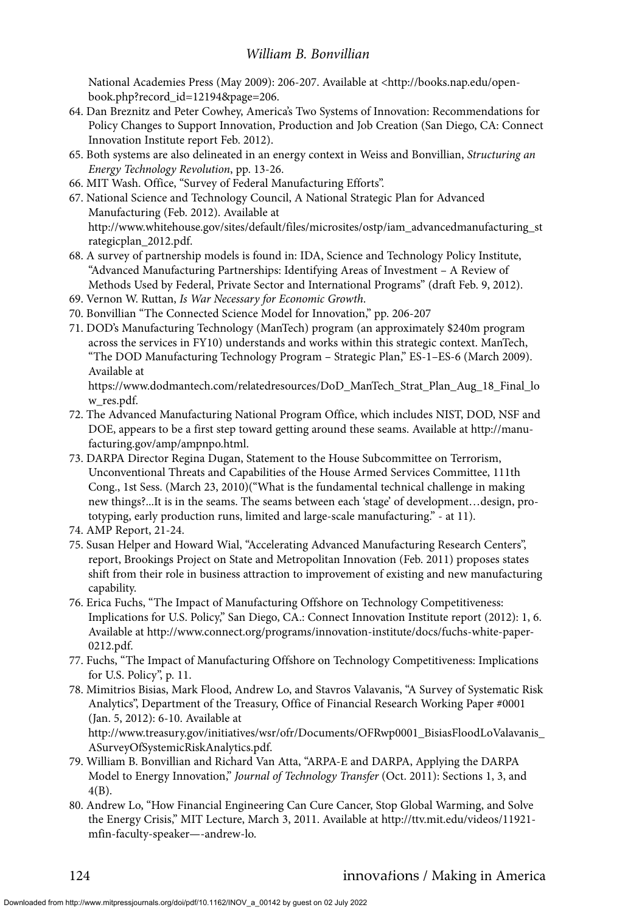National Academies Press (May 2009): 206-207. Available at <http://books.nap.edu/openbook.php?record_id=12194&page=206.

64. Dan Breznitz and Peter Cowhey, America's Two Systems of Innovation: Recommendations for Policy Changes to Support Innovation, Production and Job Creation (San Diego, CA: Connect Innovation Institute report Feb. 2012).
65. Both systems are also delineated in an energy context in Weiss and Bonvillian, *Structuring an Energy Technology Revolution*, pp. 13-26.
66. MIT Wash. Office, "Survey of Federal Manufacturing Efforts".
67. National Science and Technology Council, A National Strategic Plan for Advanced Manufacturing (Feb. 2012). Available at http://www.whitehouse.gov/sites/default/files/microsites/ostp/iam_advancedmanufacturing_strategicplan_2012.pdf.
68. A survey of partnership models is found in: IDA, Science and Technology Policy Institute, "Advanced Manufacturing Partnerships: Identifying Areas of Investment – A Review of Methods Used by Federal, Private Sector and International Programs" (draft Feb. 9, 2012).
69. Vernon W. Ruttan, *Is War Necessary for Economic Growth*.
70. Bonvillian "The Connected Science Model for Innovation," pp. 206-207
71. DOD's Manufacturing Technology (ManTech) program (an approximately $240m program across the services in FY10) understands and works within this strategic context. ManTech, "The DOD Manufacturing Technology Program – Strategic Plan," ES-1–ES-6 (March 2009). Available at https://www.dodmantech.com/relatedresources/DoD_ManTech_Strat_Plan_Aug_18_Final_low_res.pdf.
72. The Advanced Manufacturing National Program Office, which includes NIST, DOD, NSF and DOE, appears to be a first step toward getting around these seams. Available at http://manufacturing.gov/amp/ampnpo.html.
73. DARPA Director Regina Dugan, Statement to the House Subcommittee on Terrorism, Unconventional Threats and Capabilities of the House Armed Services Committee, 111th Cong., 1st Sess. (March 23, 2010)("What is the fundamental technical challenge in making new things?...It is in the seams. The seams between each 'stage' of development…design, prototyping, early production runs, limited and large-scale manufacturing." - at 11).
74. AMP Report, 21-24.
75. Susan Helper and Howard Wial, "Accelerating Advanced Manufacturing Research Centers", report, Brookings Project on State and Metropolitan Innovation (Feb. 2011) proposes states shift from their role in business attraction to improvement of existing and new manufacturing capability.
76. Erica Fuchs, "The Impact of Manufacturing Offshore on Technology Competitiveness: Implications for U.S. Policy," San Diego, CA.: Connect Innovation Institute report (2012): 1, 6. Available at http://www.connect.org/programs/innovation-institute/docs/fuchs-white-paper-0212.pdf.
77. Fuchs, "The Impact of Manufacturing Offshore on Technology Competitiveness: Implications for U.S. Policy", p. 11.
78. Mimitrios Bisias, Mark Flood, Andrew Lo, and Stavros Valavanis, "A Survey of Systematic Risk Analytics", Department of the Treasury, Office of Financial Research Working Paper #0001 (Jan. 5, 2012): 6-10. Available at http://www.treasury.gov/initiatives/wsr/ofr/Documents/OFRwp0001_BisiasFloodLoValavanis_ASurveyOfSystemicRiskAnalytics.pdf.
79. William B. Bonvillian and Richard Van Atta, "ARPA-E and DARPA, Applying the DARPA Model to Energy Innovation," *Journal of Technology Transfer* (Oct. 2011): Sections 1, 3, and 4(B).
80. Andrew Lo, "How Financial Engineering Can Cure Cancer, Stop Global Warming, and Solve the Energy Crisis," MIT Lecture, March 3, 2011. Available at http://ttv.mit.edu/videos/11921-mfin-faculty-speaker—-andrew-lo.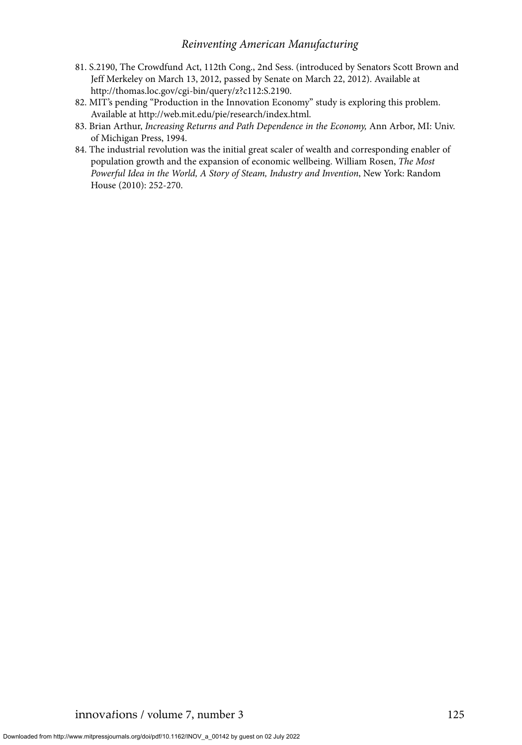81. S.2190, The Crowdfund Act, 112th Cong., 2nd Sess. (introduced by Senators Scott Brown and Jeff Merkeley on March 13, 2012, passed by Senate on March 22, 2012). Available at http://thomas.loc.gov/cgi-bin/query/z?c112:S.2190.
82. MIT's pending "Production in the Innovation Economy" study is exploring this problem. Available at http://web.mit.edu/pie/research/index.html.
83. Brian Arthur, *Increasing Returns and Path Dependence in the Economy,* Ann Arbor, MI: Univ. of Michigan Press, 1994.
84. The industrial revolution was the initial great scaler of wealth and corresponding enabler of population growth and the expansion of economic wellbeing. William Rosen, *The Most Powerful Idea in the World, A Story of Steam, Industry and Invention*, New York: Random House (2010): 252-270.